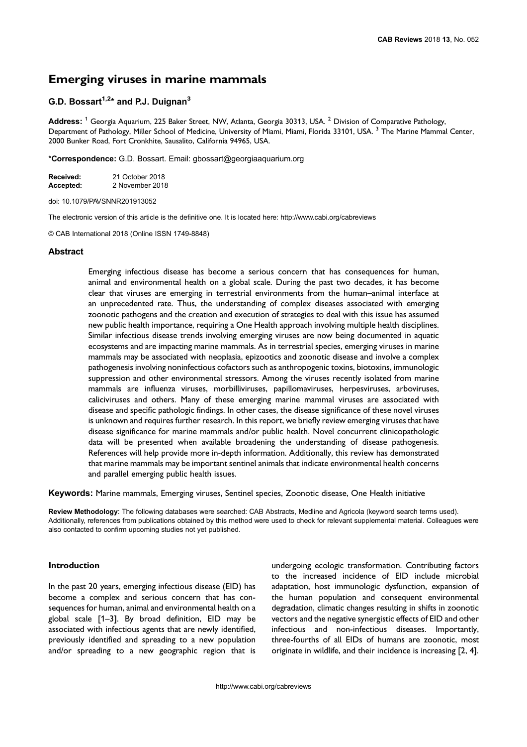# Emerging viruses in marine mammals

## G.D. Bossart[1,2]* and P.J. Duignan[3]

**Address:** [1] Georgia Aquarium, 225 Baker Street, NW, Atlanta, Georgia 30313, USA. [2] Division of Comparative Pathology, Department of Pathology, Miller School of Medicine, University of Miami, Miami, Florida 33101, USA. [3] The Marine Mammal Center, 2000 Bunker Road, Fort Cronkhite, Sausalito, California 94965, USA.

***Correspondence:** G.D. Bossart. Email: gbossart@georgiaaquarium.org

**Received:** 21 October 2018
**Accepted:** 2 November 2018

doi: 10.1079/PAVSNNR201913052

The electronic version of this article is the definitive one. It is located here: http://www.cabi.org/cabreviews

© CAB International 2018 (Online ISSN 1749-8848)

### Abstract

Emerging infectious disease has become a serious concern that has consequences for human, animal and environmental health on a global scale. During the past two decades, it has become clear that viruses are emerging in terrestrial environments from the human–animal interface at an unprecedented rate. Thus, the understanding of complex diseases associated with emerging zoonotic pathogens and the creation and execution of strategies to deal with this issue has assumed new public health importance, requiring a One Health approach involving multiple health disciplines. Similar infectious disease trends involving emerging viruses are now being documented in aquatic ecosystems and are impacting marine mammals. As in terrestrial species, emerging viruses in marine mammals may be associated with neoplasia, epizootics and zoonotic disease and involve a complex pathogenesis involving noninfectious cofactors such as anthropogenic toxins, biotoxins, immunologic suppression and other environmental stressors. Among the viruses recently isolated from marine mammals are influenza viruses, morbilliviruses, papillomaviruses, herpesviruses, arboviruses, caliciviruses and others. Many of these emerging marine mammal viruses are associated with disease and specific pathologic findings. In other cases, the disease significance of these novel viruses is unknown and requires further research. In this report, we briefly review emerging viruses that have disease significance for marine mammals and/or public health. Novel concurrent clinicopathologic data will be presented when available broadening the understanding of disease pathogenesis. References will help provide more in-depth information. Additionally, this review has demonstrated that marine mammals may be important sentinel animals that indicate environmental health concerns and parallel emerging public health issues.

**Keywords:** Marine mammals, Emerging viruses, Sentinel species, Zoonotic disease, One Health initiative

**Review Methodology**: The following databases were searched: CAB Abstracts, Medline and Agricola (keyword search terms used). Additionally, references from publications obtained by this method were used to check for relevant supplemental material. Colleagues were also contacted to confirm upcoming studies not yet published.

### Introduction

In the past 20 years, emerging infectious disease (EID) has become a complex and serious concern that has consequences for human, animal and environmental health on a global scale [1–3]. By broad definition, EID may be associated with infectious agents that are newly identified, previously identified and spreading to a new population and/or spreading to a new geographic region that is undergoing ecologic transformation. Contributing factors to the increased incidence of EID include microbial adaptation, host immunologic dysfunction, expansion of the human population and consequent environmental degradation, climatic changes resulting in shifts in zoonotic vectors and the negative synergistic effects of EID and other infectious and non-infectious diseases. Importantly, three-fourths of all EIDs of humans are zoonotic, most originate in wildlife, and their incidence is increasing [2, 4].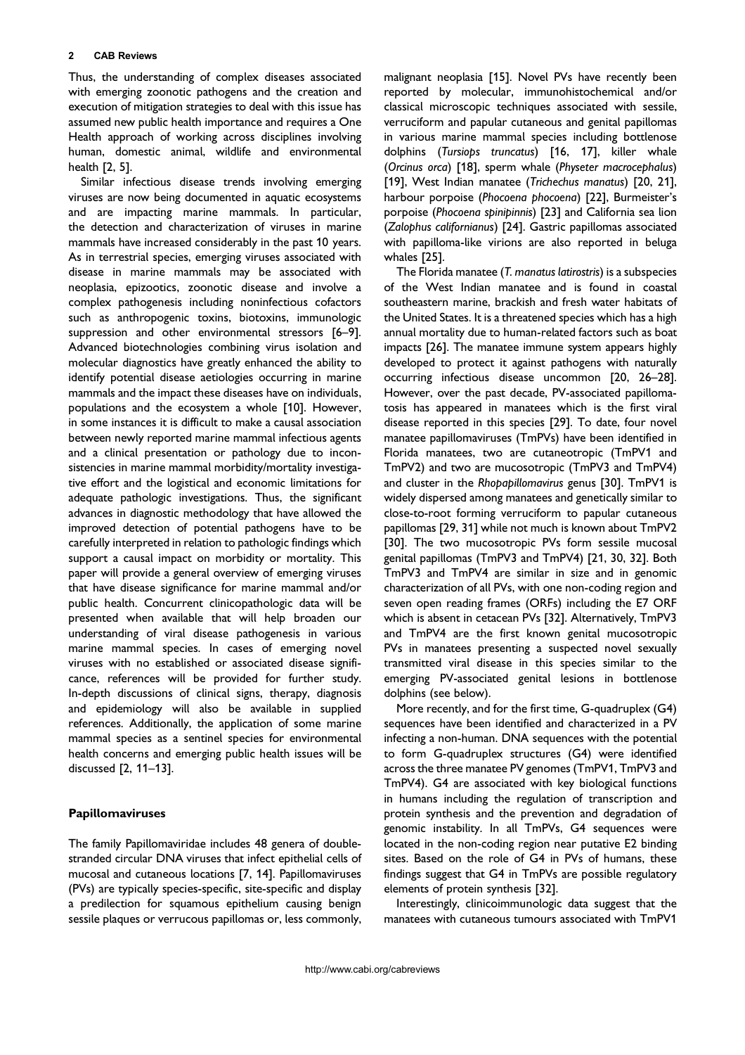Thus, the understanding of complex diseases associated with emerging zoonotic pathogens and the creation and execution of mitigation strategies to deal with this issue has assumed new public health importance and requires a One Health approach of working across disciplines involving human, domestic animal, wildlife and environmental health [2, 5].

Similar infectious disease trends involving emerging viruses are now being documented in aquatic ecosystems and are impacting marine mammals. In particular, the detection and characterization of viruses in marine mammals have increased considerably in the past 10 years. As in terrestrial species, emerging viruses associated with disease in marine mammals may be associated with neoplasia, epizootics, zoonotic disease and involve a complex pathogenesis including noninfectious cofactors such as anthropogenic toxins, biotoxins, immunologic suppression and other environmental stressors [6–9]. Advanced biotechnologies combining virus isolation and molecular diagnostics have greatly enhanced the ability to identify potential disease aetiologies occurring in marine mammals and the impact these diseases have on individuals, populations and the ecosystem a whole [10]. However, in some instances it is difficult to make a causal association between newly reported marine mammal infectious agents and a clinical presentation or pathology due to inconsistencies in marine mammal morbidity/mortality investigative effort and the logistical and economic limitations for adequate pathologic investigations. Thus, the significant advances in diagnostic methodology that have allowed the improved detection of potential pathogens have to be carefully interpreted in relation to pathologic findings which support a causal impact on morbidity or mortality. This paper will provide a general overview of emerging viruses that have disease significance for marine mammal and/or public health. Concurrent clinicopathologic data will be presented when available that will help broaden our understanding of viral disease pathogenesis in various marine mammal species. In cases of emerging novel viruses with no established or associated disease significance, references will be provided for further study. In-depth discussions of clinical signs, therapy, diagnosis and epidemiology will also be available in supplied references. Additionally, the application of some marine mammal species as a sentinel species for environmental health concerns and emerging public health issues will be discussed [2, 11–13].

## Papillomaviruses

The family Papillomaviridae includes 48 genera of double-stranded circular DNA viruses that infect epithelial cells of mucosal and cutaneous locations [7, 14]. Papillomaviruses (PVs) are typically species-specific, site-specific and display a predilection for squamous epithelium causing benign sessile plaques or verrucous papillomas or, less commonly, malignant neoplasia [15]. Novel PVs have recently been reported by molecular, immunohistochemical and/or classical microscopic techniques associated with sessile, verruciform and papular cutaneous and genital papillomas in various marine mammal species including bottlenose dolphins (*Tursiops truncatus*) [16, 17], killer whale (*Orcinus orca*) [18], sperm whale (*Physeter macrocephalus*) [19], West Indian manatee (*Trichechus manatus*) [20, 21], harbour porpoise (*Phocoena phocoena*) [22], Burmeister's porpoise (*Phocoena spinipinnis*) [23] and California sea lion (*Zalophus californianus*) [24]. Gastric papillomas associated with papilloma-like virions are also reported in beluga whales [25].

The Florida manatee (*T. manatus latirostris*) is a subspecies of the West Indian manatee and is found in coastal southeastern marine, brackish and fresh water habitats of the United States. It is a threatened species which has a high annual mortality due to human-related factors such as boat impacts [26]. The manatee immune system appears highly developed to protect it against pathogens with naturally occurring infectious disease uncommon [20, 26–28]. However, over the past decade, PV-associated papillomatosis has appeared in manatees which is the first viral disease reported in this species [29]. To date, four novel manatee papillomaviruses (TmPVs) have been identified in Florida manatees, two are cutaneotropic (TmPV1 and TmPV2) and two are mucosotropic (TmPV3 and TmPV4) and cluster in the *Rhopapillomavirus* genus [30]. TmPV1 is widely dispersed among manatees and genetically similar to close-to-root forming verruciform to papular cutaneous papillomas [29, 31] while not much is known about TmPV2 [30]. The two mucosotropic PVs form sessile mucosal genital papillomas (TmPV3 and TmPV4) [21, 30, 32]. Both TmPV3 and TmPV4 are similar in size and in genomic characterization of all PVs, with one non-coding region and seven open reading frames (ORFs) including the E7 ORF which is absent in cetacean PVs [32]. Alternatively, TmPV3 and TmPV4 are the first known genital mucosotropic PVs in manatees presenting a suspected novel sexually transmitted viral disease in this species similar to the emerging PV-associated genital lesions in bottlenose dolphins (see below).

More recently, and for the first time, G-quadruplex (G4) sequences have been identified and characterized in a PV infecting a non-human. DNA sequences with the potential to form G-quadruplex structures (G4) were identified across the three manatee PV genomes (TmPV1, TmPV3 and TmPV4). G4 are associated with key biological functions in humans including the regulation of transcription and protein synthesis and the prevention and degradation of genomic instability. In all TmPVs, G4 sequences were located in the non-coding region near putative E2 binding sites. Based on the role of G4 in PVs of humans, these findings suggest that G4 in TmPVs are possible regulatory elements of protein synthesis [32].

Interestingly, clinicoimmunologic data suggest that the manatees with cutaneous tumours associated with TmPV1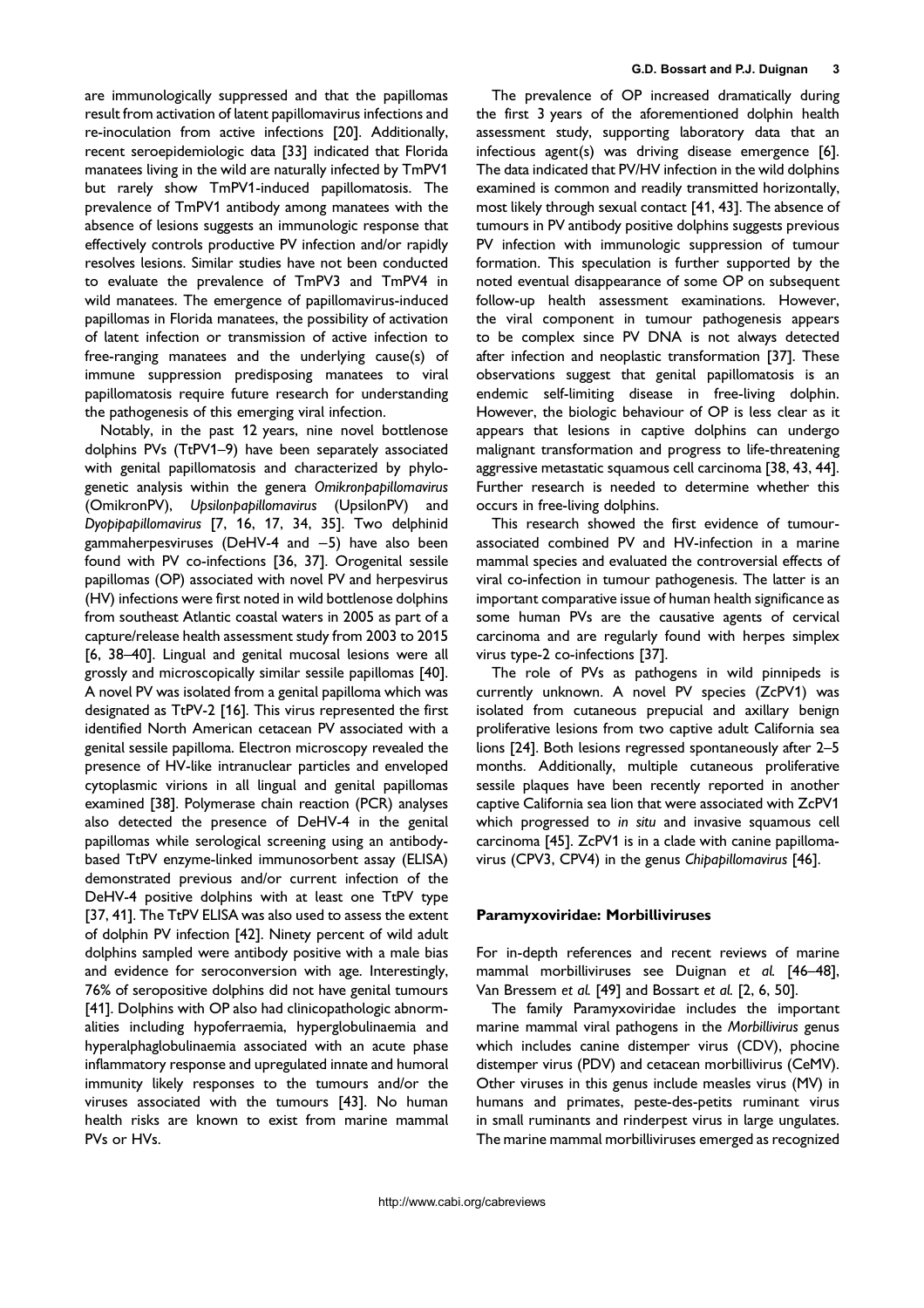are immunologically suppressed and that the papillomas result from activation of latent papillomavirus infections and re-inoculation from active infections [20]. Additionally, recent seroepidemiologic data [33] indicated that Florida manatees living in the wild are naturally infected by TmPV1 but rarely show TmPV1-induced papillomatosis. The prevalence of TmPV1 antibody among manatees with the absence of lesions suggests an immunologic response that effectively controls productive PV infection and/or rapidly resolves lesions. Similar studies have not been conducted to evaluate the prevalence of TmPV3 and TmPV4 in wild manatees. The emergence of papillomavirus-induced papillomas in Florida manatees, the possibility of activation of latent infection or transmission of active infection to free-ranging manatees and the underlying cause(s) of immune suppression predisposing manatees to viral papillomatosis require future research for understanding the pathogenesis of this emerging viral infection.

Notably, in the past 12 years, nine novel bottlenose dolphins PVs (TtPV1–9) have been separately associated with genital papillomatosis and characterized by phylogenetic analysis within the genera *Omikronpapillomavirus* (OmikronPV), *Upsilonpapillomavirus* (UpsilonPV) and *Dyopipapillomavirus* [7, 16, 17, 34, 35]. Two delphinid gammaherpesviruses (DeHV-4 and −5) have also been found with PV co-infections [36, 37]. Orogenital sessile papillomas (OP) associated with novel PV and herpesvirus (HV) infections were first noted in wild bottlenose dolphins from southeast Atlantic coastal waters in 2005 as part of a capture/release health assessment study from 2003 to 2015 [6, 38–40]. Lingual and genital mucosal lesions were all grossly and microscopically similar sessile papillomas [40]. A novel PV was isolated from a genital papilloma which was designated as TtPV-2 [16]. This virus represented the first identified North American cetacean PV associated with a genital sessile papilloma. Electron microscopy revealed the presence of HV-like intranuclear particles and enveloped cytoplasmic virions in all lingual and genital papillomas examined [38]. Polymerase chain reaction (PCR) analyses also detected the presence of DeHV-4 in the genital papillomas while serological screening using an antibody-based TtPV enzyme-linked immunosorbent assay (ELISA) demonstrated previous and/or current infection of the DeHV-4 positive dolphins with at least one TtPV type [37, 41]. The TtPV ELISA was also used to assess the extent of dolphin PV infection [42]. Ninety percent of wild adult dolphins sampled were antibody positive with a male bias and evidence for seroconversion with age. Interestingly, 76% of seropositive dolphins did not have genital tumours [41]. Dolphins with OP also had clinicopathologic abnormalities including hypoferraemia, hyperglobulinaemia and hyperalphaglobulinaemia associated with an acute phase inflammatory response and upregulated innate and humoral immunity likely responses to the tumours and/or the viruses associated with the tumours [43]. No human health risks are known to exist from marine mammal PVs or HVs.

The prevalence of OP increased dramatically during the first 3 years of the aforementioned dolphin health assessment study, supporting laboratory data that an infectious agent(s) was driving disease emergence [6]. The data indicated that PV/HV infection in the wild dolphins examined is common and readily transmitted horizontally, most likely through sexual contact [41, 43]. The absence of tumours in PV antibody positive dolphins suggests previous PV infection with immunologic suppression of tumour formation. This speculation is further supported by the noted eventual disappearance of some OP on subsequent follow-up health assessment examinations. However, the viral component in tumour pathogenesis appears to be complex since PV DNA is not always detected after infection and neoplastic transformation [37]. These observations suggest that genital papillomatosis is an endemic self-limiting disease in free-living dolphin. However, the biologic behaviour of OP is less clear as it appears that lesions in captive dolphins can undergo malignant transformation and progress to life-threatening aggressive metastatic squamous cell carcinoma [38, 43, 44]. Further research is needed to determine whether this occurs in free-living dolphins.

This research showed the first evidence of tumour-associated combined PV and HV-infection in a marine mammal species and evaluated the controversial effects of viral co-infection in tumour pathogenesis. The latter is an important comparative issue of human health significance as some human PVs are the causative agents of cervical carcinoma and are regularly found with herpes simplex virus type-2 co-infections [37].

The role of PVs as pathogens in wild pinnipeds is currently unknown. A novel PV species (ZcPV1) was isolated from cutaneous preputial and axillary benign proliferative lesions from two captive adult California sea lions [24]. Both lesions regressed spontaneously after 2–5 months. Additionally, multiple cutaneous proliferative sessile plaques have been recently reported in another captive California sea lion that were associated with ZcPV1 which progressed to *in situ* and invasive squamous cell carcinoma [45]. ZcPV1 is in a clade with canine papillomavirus (CPV3, CPV4) in the genus *Chipapillomavirus* [46].

## Paramyxoviridae: Morbilliviruses

For in-depth references and recent reviews of marine mammal morbilliviruses see Duignan *et al.* [46–48], Van Bressem *et al.* [49] and Bossart *et al.* [2, 6, 50].

The family Paramyxoviridae includes the important marine mammal viral pathogens in the *Morbillivirus* genus which includes canine distemper virus (CDV), phocine distemper virus (PDV) and cetacean morbillivirus (CeMV). Other viruses in this genus include measles virus (MV) in humans and primates, peste-des-petits ruminant virus in small ruminants and rinderpest virus in large ungulates. The marine mammal morbilliviruses emerged as recognized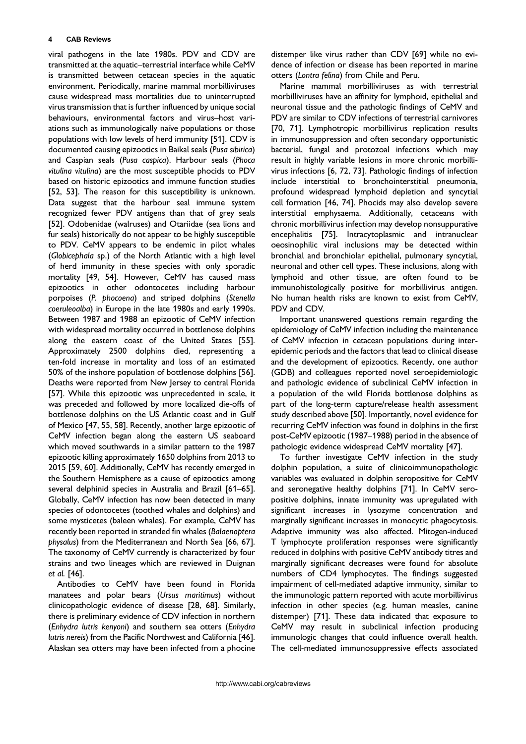viral pathogens in the late 1980s. PDV and CDV are transmitted at the aquatic–terrestrial interface while CeMV is transmitted between cetacean species in the aquatic environment. Periodically, marine mammal morbilliviruses cause widespread mass mortalities due to uninterrupted virus transmission that is further influenced by unique social behaviours, environmental factors and virus–host variations such as immunologically naive populations or those populations with low levels of herd immunity [51]. CDV is documented causing epizootics in Baikal seals (*Pusa sibirica*) and Caspian seals (*Pusa caspica*). Harbour seals (*Phoca vitulina vitulina*) are the most susceptible phocids to PDV based on historic epizootics and immune function studies [52, 53]. The reason for this susceptibility is unknown. Data suggest that the harbour seal immune system recognized fewer PDV antigens than that of grey seals [52]. Odobenidae (walruses) and Otariidae (sea lions and fur seals) historically do not appear to be highly susceptible to PDV. CeMV appears to be endemic in pilot whales (*Globicephala* sp.) of the North Atlantic with a high level of herd immunity in these species with only sporadic mortality [49, 54]. However, CeMV has caused mass epizootics in other odontocetes including harbour porpoises (*P. phocoena*) and striped dolphins (*Stenella coeruleoalba*) in Europe in the late 1980s and early 1990s. Between 1987 and 1988 an epizootic of CeMV infection with widespread mortality occurred in bottlenose dolphins along the eastern coast of the United States [55]. Approximately 2500 dolphins died, representing a ten-fold increase in mortality and loss of an estimated 50% of the inshore population of bottlenose dolphins [56]. Deaths were reported from New Jersey to central Florida [57]. While this epizootic was unprecedented in scale, it was preceded and followed by more localized die-offs of bottlenose dolphins on the US Atlantic coast and in Gulf of Mexico [47, 55, 58]. Recently, another large epizootic of CeMV infection began along the eastern US seaboard which moved southwards in a similar pattern to the 1987 epizootic killing approximately 1650 dolphins from 2013 to 2015 [59, 60]. Additionally, CeMV has recently emerged in the Southern Hemisphere as a cause of epizootics among several delphinid species in Australia and Brazil [61–65]. Globally, CeMV infection has now been detected in many species of odontocetes (toothed whales and dolphins) and some mysticetes (baleen whales). For example, CeMV has recently been reported in stranded fin whales (*Balaenoptera physalus*) from the Mediterranean and North Sea [66, 67]. The taxonomy of CeMV currently is characterized by four strains and two lineages which are reviewed in Duignan *et al.* [46].

Antibodies to CeMV have been found in Florida manatees and polar bears (*Ursus maritimus*) without clinicopathologic evidence of disease [28, 68]. Similarly, there is preliminary evidence of CDV infection in northern (*Enhydra lutris kenyoni*) and southern sea otters (*Enhydra lutris nereis*) from the Pacific Northwest and California [46]. Alaskan sea otters may have been infected from a phocine distemper like virus rather than CDV [69] while no evidence of infection or disease has been reported in marine otters (*Lontra felina*) from Chile and Peru.

Marine mammal morbilliviruses as with terrestrial morbilliviruses have an affinity for lymphoid, epithelial and neuronal tissue and the pathologic findings of CeMV and PDV are similar to CDV infections of terrestrial carnivores [70, 71]. Lymphotropic morbillivirus replication results in immunosuppression and often secondary opportunistic bacterial, fungal and protozoal infections which may result in highly variable lesions in more chronic morbillivirus infections [6, 72, 73]. Pathologic findings of infection include interstitial to bronchointerstitial pneumonia, profound widespread lymphoid depletion and syncytial cell formation [46, 74]. Phocids may also develop severe interstitial emphysaema. Additionally, cetaceans with chronic morbillivirus infection may develop nonsuppurative encephalitis [75]. Intracytoplasmic and intranuclear oeosinophilic viral inclusions may be detected within bronchial and bronchiolar epithelial, pulmonary syncytial, neuronal and other cell types. These inclusions, along with lymphoid and other tissue, are often found to be immunohistologically positive for morbillivirus antigen. No human health risks are known to exist from CeMV, PDV and CDV.

Important unanswered questions remain regarding the epidemiology of CeMV infection including the maintenance of CeMV infection in cetacean populations during inter-epidemic periods and the factors that lead to clinical disease and the development of epizootics. Recently, one author (GDB) and colleagues reported novel seroepidemiologic and pathologic evidence of subclinical CeMV infection in a population of the wild Florida bottlenose dolphins as part of the long-term capture/release health assessment study described above [50]. Importantly, novel evidence for recurring CeMV infection was found in dolphins in the first post-CeMV epizootic (1987–1988) period in the absence of pathologic evidence widespread CeMV mortality [47].

To further investigate CeMV infection in the study dolphin population, a suite of clinicoimmunopathologic variables was evaluated in dolphin seropositive for CeMV and seronegative healthy dolphins [71]. In CeMV seropositive dolphins, innate immunity was upregulated with significant increases in lysozyme concentration and marginally significant increases in monocytic phagocytosis. Adaptive immunity was also affected. Mitogen-induced T lymphocyte proliferation responses were significantly reduced in dolphins with positive CeMV antibody titres and marginally significant decreases were found for absolute numbers of CD4 lymphocytes. The findings suggested impairment of cell-mediated adaptive immunity, similar to the immunologic pattern reported with acute morbillivirus infection in other species (e.g. human measles, canine distemper) [71]. These data indicated that exposure to CeMV may result in subclinical infection producing immunologic changes that could influence overall health. The cell-mediated immunosuppressive effects associated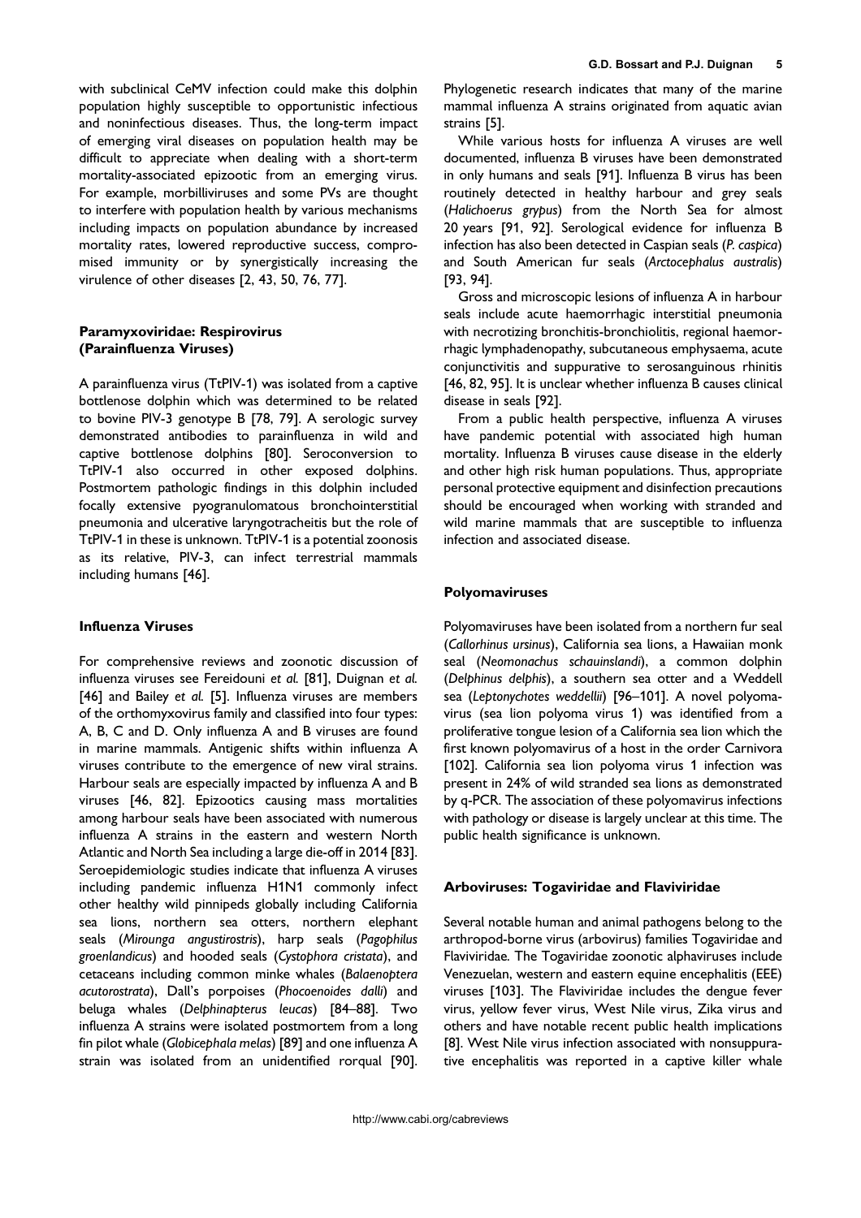with subclinical CeMV infection could make this dolphin population highly susceptible to opportunistic infectious and noninfectious diseases. Thus, the long-term impact of emerging viral diseases on population health may be difficult to appreciate when dealing with a short-term mortality-associated epizootic from an emerging virus. For example, morbilliviruses and some PVs are thought to interfere with population health by various mechanisms including impacts on population abundance by increased mortality rates, lowered reproductive success, compromised immunity or by synergistically increasing the virulence of other diseases [2, 43, 50, 76, 77].

### Paramyxoviridae: Respirovirus (Parainfluenza Viruses)

A parainfluenza virus (TtPIV-1) was isolated from a captive bottlenose dolphin which was determined to be related to bovine PIV-3 genotype B [78, 79]. A serologic survey demonstrated antibodies to parainfluenza in wild and captive bottlenose dolphins [80]. Seroconversion to TtPIV-1 also occurred in other exposed dolphins. Postmortem pathologic findings in this dolphin included focally extensive pyogranulomatous bronchointerstitial pneumonia and ulcerative laryngotracheitis but the role of TtPIV-1 in these is unknown. TtPIV-1 is a potential zoonosis as its relative, PIV-3, can infect terrestrial mammals including humans [46].

### Influenza Viruses

For comprehensive reviews and zoonotic discussion of influenza viruses see Fereidouni *et al.* [81], Duignan *et al.* [46] and Bailey *et al.* [5]. Influenza viruses are members of the orthomyxovirus family and classified into four types: A, B, C and D. Only influenza A and B viruses are found in marine mammals. Antigenic shifts within influenza A viruses contribute to the emergence of new viral strains. Harbour seals are especially impacted by influenza A and B viruses [46, 82]. Epizootics causing mass mortalities among harbour seals have been associated with numerous influenza A strains in the eastern and western North Atlantic and North Sea including a large die-off in 2014 [83]. Seroepidemiologic studies indicate that influenza A viruses including pandemic influenza H1N1 commonly infect other healthy wild pinnipeds globally including California sea lions, northern sea otters, northern elephant seals (*Mirounga angustirostris*), harp seals (*Pagophilus groenlandicus*) and hooded seals (*Cystophora cristata*), and cetaceans including common minke whales (*Balaenoptera acutorostrata*), Dall's porpoises (*Phocoenoides dalli*) and beluga whales (*Delphinapterus leucas*) [84–88]. Two influenza A strains were isolated postmortem from a long fin pilot whale (*Globicephala melas*) [89] and one influenza A strain was isolated from an unidentified rorqual [90]. Phylogenetic research indicates that many of the marine mammal influenza A strains originated from aquatic avian strains [5].

While various hosts for influenza A viruses are well documented, influenza B viruses have been demonstrated in only humans and seals [91]. Influenza B virus has been routinely detected in healthy harbour and grey seals (*Halichoerus grypus*) from the North Sea for almost 20 years [91, 92]. Serological evidence for influenza B infection has also been detected in Caspian seals (*P. caspica*) and South American fur seals (*Arctocephalus australis*) [93, 94].

Gross and microscopic lesions of influenza A in harbour seals include acute haemorrhagic interstitial pneumonia with necrotizing bronchitis-bronchiolitis, regional haemorrhagic lymphadenopathy, subcutaneous emphysaema, acute conjunctivitis and suppurative to serosanguinous rhinitis [46, 82, 95]. It is unclear whether influenza B causes clinical disease in seals [92].

From a public health perspective, influenza A viruses have pandemic potential with associated high human mortality. Influenza B viruses cause disease in the elderly and other high risk human populations. Thus, appropriate personal protective equipment and disinfection precautions should be encouraged when working with stranded and wild marine mammals that are susceptible to influenza infection and associated disease.

### Polyomaviruses

Polyomaviruses have been isolated from a northern fur seal (*Callorhinus ursinus*), California sea lions, a Hawaiian monk seal (*Neomonachus schauinslandi*), a common dolphin (*Delphinus delphis*), a southern sea otter and a Weddell sea (*Leptonychotes weddellii*) [96–101]. A novel polyomavirus (sea lion polyoma virus 1) was identified from a proliferative tongue lesion of a California sea lion which the first known polyomavirus of a host in the order Carnivora [102]. California sea lion polyoma virus 1 infection was present in 24% of wild stranded sea lions as demonstrated by q-PCR. The association of these polyomavirus infections with pathology or disease is largely unclear at this time. The public health significance is unknown.

### Arboviruses: Togaviridae and Flaviviridae

Several notable human and animal pathogens belong to the arthropod-borne virus (arbovirus) families Togaviridae and Flaviviridae. The Togaviridae zoonotic alphaviruses include Venezuelan, western and eastern equine encephalitis (EEE) viruses [103]. The Flaviviridae includes the dengue fever virus, yellow fever virus, West Nile virus, Zika virus and others and have notable recent public health implications [8]. West Nile virus infection associated with nonsuppurative encephalitis was reported in a captive killer whale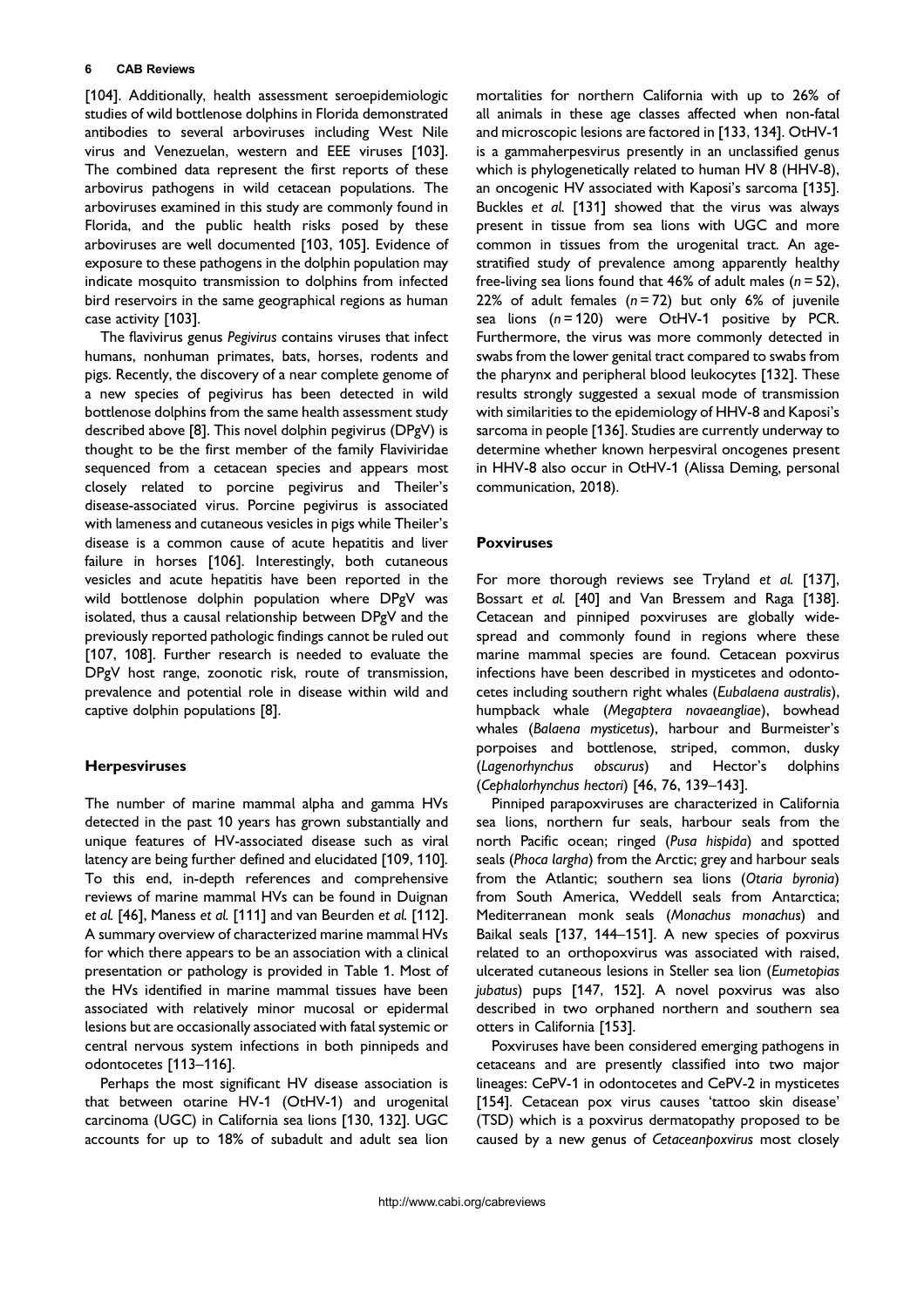[104]. Additionally, health assessment seroepidemiologic studies of wild bottlenose dolphins in Florida demonstrated antibodies to several arboviruses including West Nile virus and Venezuelan, western and EEE viruses [103]. The combined data represent the first reports of these arbovirus pathogens in wild cetacean populations. The arboviruses examined in this study are commonly found in Florida, and the public health risks posed by these arboviruses are well documented [103, 105]. Evidence of exposure to these pathogens in the dolphin population may indicate mosquito transmission to dolphins from infected bird reservoirs in the same geographical regions as human case activity [103].

The flavivirus genus *Pegivirus* contains viruses that infect humans, nonhuman primates, bats, horses, rodents and pigs. Recently, the discovery of a near complete genome of a new species of pegivirus has been detected in wild bottlenose dolphins from the same health assessment study described above [8]. This novel dolphin pegivirus (DPgV) is thought to be the first member of the family Flaviviridae sequenced from a cetacean species and appears most closely related to porcine pegivirus and Theiler's disease-associated virus. Porcine pegivirus is associated with lameness and cutaneous vesicles in pigs while Theiler's disease is a common cause of acute hepatitis and liver failure in horses [106]. Interestingly, both cutaneous vesicles and acute hepatitis have been reported in the wild bottlenose dolphin population where DPgV was isolated, thus a causal relationship between DPgV and the previously reported pathologic findings cannot be ruled out [107, 108]. Further research is needed to evaluate the DPgV host range, zoonotic risk, route of transmission, prevalence and potential role in disease within wild and captive dolphin populations [8].

### Herpesviruses

The number of marine mammal alpha and gamma HVs detected in the past 10 years has grown substantially and unique features of HV-associated disease such as viral latency are being further defined and elucidated [109, 110]. To this end, in-depth references and comprehensive reviews of marine mammal HVs can be found in Duignan *et al.* [46], Maness *et al.* [111] and van Beurden *et al.* [112]. A summary overview of characterized marine mammal HVs for which there appears to be an association with a clinical presentation or pathology is provided in Table 1. Most of the HVs identified in marine mammal tissues have been associated with relatively minor mucosal or epidermal lesions but are occasionally associated with fatal systemic or central nervous system infections in both pinnipeds and odontocetes [113–116].

Perhaps the most significant HV disease association is that between otarine HV-1 (OtHV-1) and urogenital carcinoma (UGC) in California sea lions [130, 132]. UGC accounts for up to 18% of subadult and adult sea lion mortalities for northern California with up to 26% of all animals in these age classes affected when non-fatal and microscopic lesions are factored in [133, 134]. OtHV-1 is a gammaherpesvirus presently in an unclassified genus which is phylogenetically related to human HV 8 (HHV-8), an oncogenic HV associated with Kaposi's sarcoma [135]. Buckles *et al.* [131] showed that the virus was always present in tissue from sea lions with UGC and more common in tissues from the urogenital tract. An age-stratified study of prevalence among apparently healthy free-living sea lions found that 46% of adult males ($n = 52$), 22% of adult females ($n = 72$) but only 6% of juvenile sea lions ($n = 120$) were OtHV-1 positive by PCR. Furthermore, the virus was more commonly detected in swabs from the lower genital tract compared to swabs from the pharynx and peripheral blood leukocytes [132]. These results strongly suggested a sexual mode of transmission with similarities to the epidemiology of HHV-8 and Kaposi's sarcoma in people [136]. Studies are currently underway to determine whether known herpesviral oncogenes present in HHV-8 also occur in OtHV-1 (Alissa Deming, personal communication, 2018).

### Poxviruses

For more thorough reviews see Tryland *et al.* [137], Bossart *et al.* [40] and Van Bressem and Raga [138]. Cetacean and pinniped poxviruses are globally widespread and commonly found in regions where these marine mammal species are found. Cetacean poxvirus infections have been described in mysticetes and odontocetes including southern right whales (*Eubalaena australis*), humpback whale (*Megaptera novaeangliae*), bowhead whales (*Balaena mysticetus*), harbour and Burmeister's porpoises and bottlenose, striped, common, dusky (*Lagenorhynchus obscurus*) and Hector's dolphins (*Cephalorhynchus hectori*) [46, 76, 139–143].

Pinniped parapoxviruses are characterized in California sea lions, northern fur seals, harbour seals from the north Pacific ocean; ringed (*Pusa hispida*) and spotted seals (*Phoca largha*) from the Arctic; grey and harbour seals from the Atlantic; southern sea lions (*Otaria byronia*) from South America, Weddell seals from Antarctica; Mediterranean monk seals (*Monachus monachus*) and Baikal seals [137, 144–151]. A new species of poxvirus related to an orthopoxvirus was associated with raised, ulcerated cutaneous lesions in Steller sea lion (*Eumetopias jubatus*) pups [147, 152]. A novel poxvirus was also described in two orphaned northern and southern sea otters in California [153].

Poxviruses have been considered emerging pathogens in cetaceans and are presently classified into two major lineages: CePV-1 in odontocetes and CePV-2 in mysticetes [154]. Cetacean pox virus causes 'tattoo skin disease' (TSD) which is a poxvirus dermatopathy proposed to be caused by a new genus of *Cetaceanpoxvirus* most closely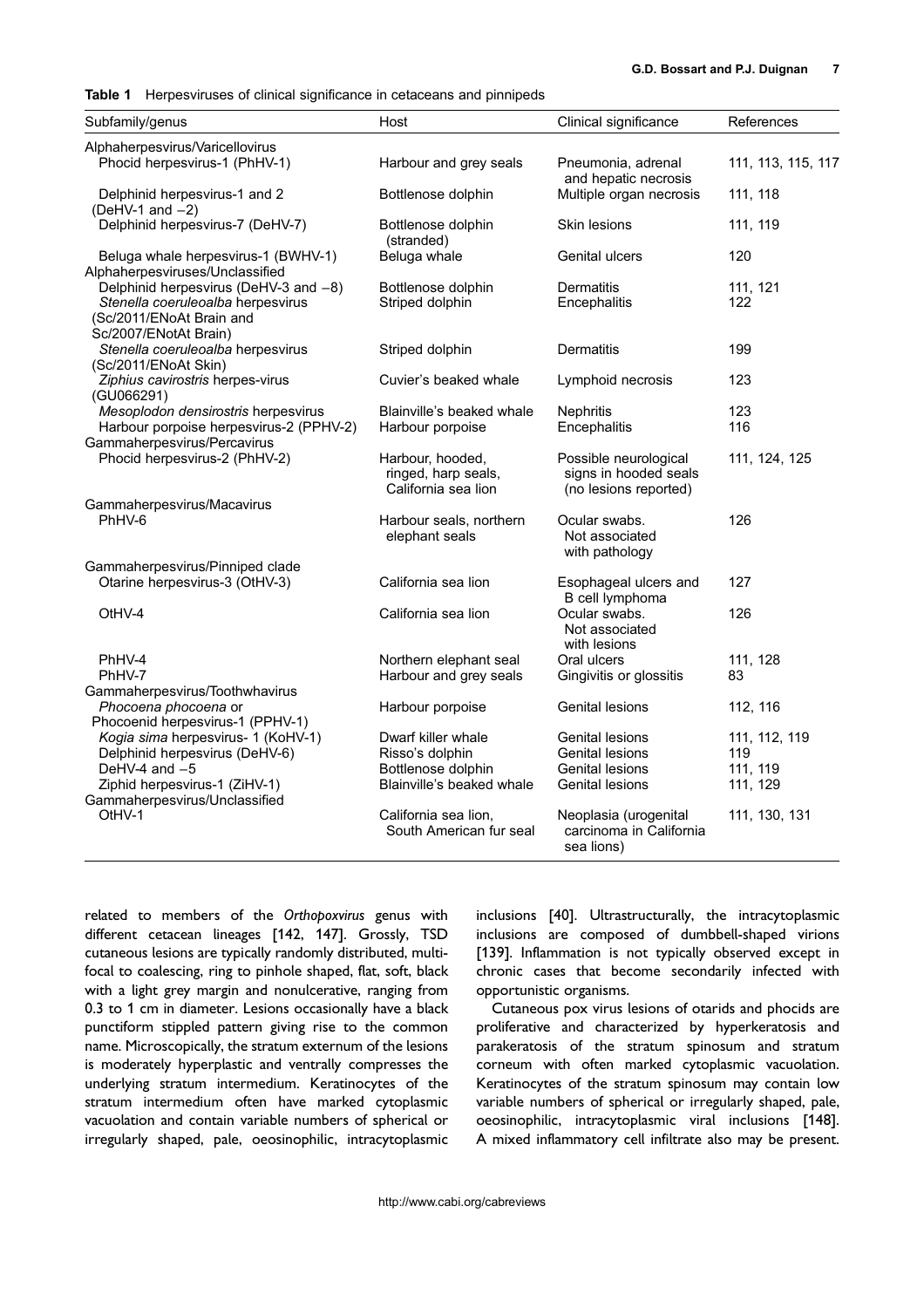**Table 1** Herpesviruses of clinical significance in cetaceans and pinnipeds

| Subfamily/genus | Host | Clinical significance | References |
|---|---|---|---|
| Alphaherpesvirus/Varicellovirus | | | |
| Phocid herpesvirus-1 (PhHV-1) | Harbour and grey seals | Pneumonia, adrenal and hepatic necrosis | 111, 113, 115, 117 |
| Delphinid herpesvirus-1 and 2 (DeHV-1 and –2) | Bottlenose dolphin | Multiple organ necrosis | 111, 118 |
| Delphinid herpesvirus-7 (DeHV-7) | Bottlenose dolphin (stranded) | Skin lesions | 111, 119 |
| Beluga whale herpesvirus-1 (BWHV-1) | Beluga whale | Genital ulcers | 120 |
| Alphaherpesviruses/Unclassified | | | |
| Delphinid herpesvirus (DeHV-3 and –8) | Bottlenose dolphin | Dermatitis | 111, 121 |
| *Stenella coeruleoalba* herpesvirus (Sc/2011/ENoAt Brain and Sc/2007/ENotAt Brain) | Striped dolphin | Encephalitis | 122 |
| *Stenella coeruleoalba* herpesvirus (Sc/2011/ENoAt Skin) | Striped dolphin | Dermatitis | 199 |
| *Ziphius cavirostris* herpes-virus (GU066291) | Cuvier's beaked whale | Lymphoid necrosis | 123 |
| *Mesoplodon densirostris* herpesvirus | Blainville's beaked whale | Nephritis | 123 |
| Harbour porpoise herpesvirus-2 (PPHV-2) | Harbour porpoise | Encephalitis | 116 |
| Gammaherpesvirus/Percavirus | | | |
| Phocid herpesvirus-2 (PhHV-2) | Harbour, hooded, ringed, harp seals, California sea lion | Possible neurological signs in hooded seals (no lesions reported) | 111, 124, 125 |
| Gammaherpesvirus/Macavirus | | | |
| PhHV-6 | Harbour seals, northern elephant seals | Ocular swabs. Not associated with pathology | 126 |
| Gammaherpesvirus/Pinniped clade | | | |
| Otarine herpesvirus-3 (OtHV-3) | California sea lion | Esophageal ulcers and B cell lymphoma | 127 |
| OtHV-4 | California sea lion | Ocular swabs. Not associated with lesions | 126 |
| PhHV-4 | Northern elephant seal | Oral ulcers | 111, 128 |
| PhHV-7 | Harbour and grey seals | Gingivitis or glossitis | 83 |
| Gammaherpesvirus/Toothwhavirus | | | |
| *Phocoena phocoena* or Phocoenid herpesvirus-1 (PPHV-1) | Harbour porpoise | Genital lesions | 112, 116 |
| *Kogia sima* herpesvirus- 1 (KoHV-1) | Dwarf killer whale | Genital lesions | 111, 112, 119 |
| Delphinid herpesvirus (DeHV-6) | Risso's dolphin | Genital lesions | 119 |
| DeHV-4 and –5 | Bottlenose dolphin | Genital lesions | 111, 119 |
| Ziphid herpesvirus-1 (ZiHV-1) | Blainville's beaked whale | Genital lesions | 111, 129 |
| Gammaherpesvirus/Unclassified | | | |
| OtHV-1 | California sea lion, South American fur seal | Neoplasia (urogenital carcinoma in California sea lions) | 111, 130, 131 |

related to members of the *Orthopoxvirus* genus with different cetacean lineages [142, 147]. Grossly, TSD cutaneous lesions are typically randomly distributed, multifocal to coalescing, ring to pinhole shaped, flat, soft, black with a light grey margin and nonulcerative, ranging from 0.3 to 1 cm in diameter. Lesions occasionally have a black punctiform stippled pattern giving rise to the common name. Microscopically, the stratum externum of the lesions is moderately hyperplastic and ventrally compresses the underlying stratum intermedium. Keratinocytes of the stratum intermedium often have marked cytoplasmic vacuolation and contain variable numbers of spherical or irregularly shaped, pale, oeosinophilic, intracytoplasmic inclusions [40]. Ultrastructurally, the intracytoplasmic inclusions are composed of dumbbell-shaped virions [139]. Inflammation is not typically observed except in chronic cases that become secondarily infected with opportunistic organisms.

Cutaneous pox virus lesions of otarids and phocids are proliferative and characterized by hyperkeratosis and parakeratosis of the stratum spinosum and stratum corneum with often marked cytoplasmic vacuolation. Keratinocytes of the stratum spinosum may contain low variable numbers of spherical or irregularly shaped, pale, oeosinophilic, intracytoplasmic viral inclusions [148]. A mixed inflammatory cell infiltrate also may be present.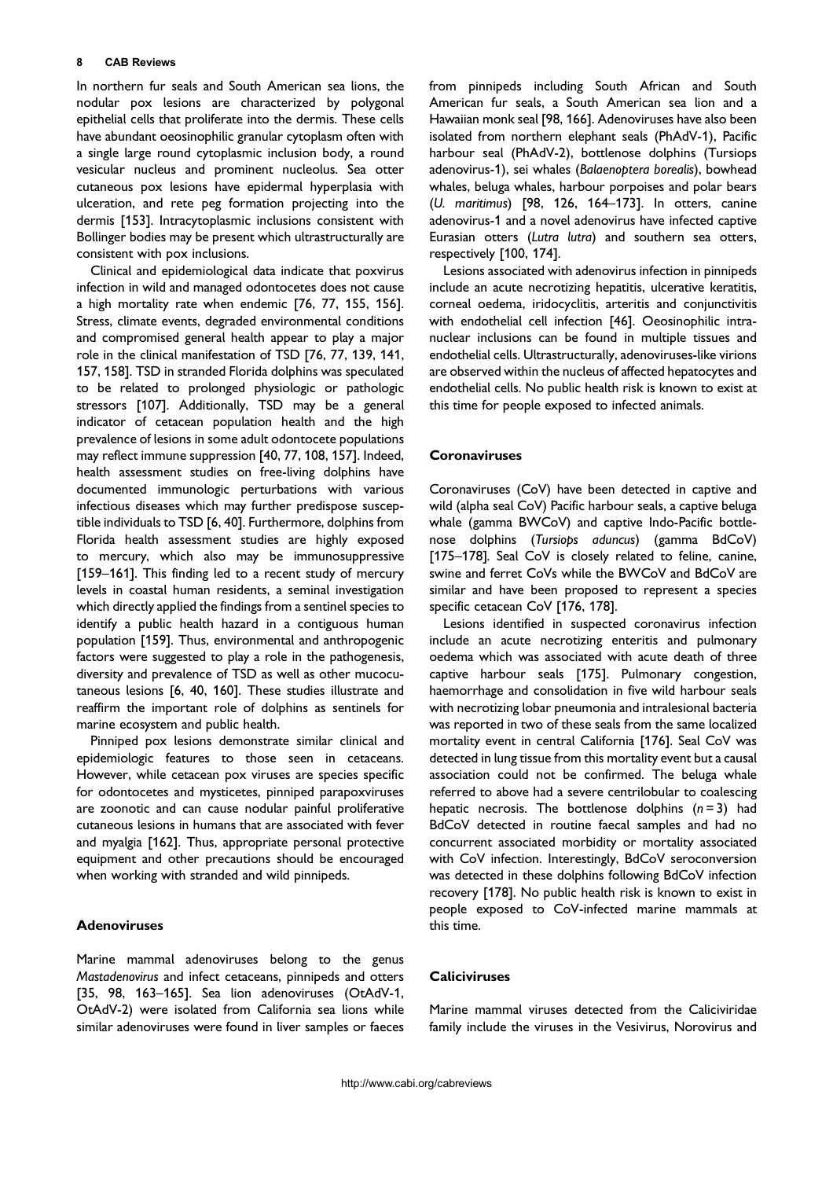In northern fur seals and South American sea lions, the nodular pox lesions are characterized by polygonal epithelial cells that proliferate into the dermis. These cells have abundant oeosinophilic granular cytoplasm often with a single large round cytoplasmic inclusion body, a round vesicular nucleus and prominent nucleolus. Sea otter cutaneous pox lesions have epidermal hyperplasia with ulceration, and rete peg formation projecting into the dermis [153]. Intracytoplasmic inclusions consistent with Bollinger bodies may be present which ultrastructurally are consistent with pox inclusions.

Clinical and epidemiological data indicate that poxvirus infection in wild and managed odontocetes does not cause a high mortality rate when endemic [76, 77, 155, 156]. Stress, climate events, degraded environmental conditions and compromised general health appear to play a major role in the clinical manifestation of TSD [76, 77, 139, 141, 157, 158]. TSD in stranded Florida dolphins was speculated to be related to prolonged physiologic or pathologic stressors [107]. Additionally, TSD may be a general indicator of cetacean population health and the high prevalence of lesions in some adult odontocete populations may reflect immune suppression [40, 77, 108, 157]. Indeed, health assessment studies on free-living dolphins have documented immunologic perturbations with various infectious diseases which may further predispose susceptible individuals to TSD [6, 40]. Furthermore, dolphins from Florida health assessment studies are highly exposed to mercury, which also may be immunosuppressive [159–161]. This finding led to a recent study of mercury levels in coastal human residents, a seminal investigation which directly applied the findings from a sentinel species to identify a public health hazard in a contiguous human population [159]. Thus, environmental and anthropogenic factors were suggested to play a role in the pathogenesis, diversity and prevalence of TSD as well as other mucocutaneous lesions [6, 40, 160]. These studies illustrate and reaffirm the important role of dolphins as sentinels for marine ecosystem and public health.

Pinniped pox lesions demonstrate similar clinical and epidemiologic features to those seen in cetaceans. However, while cetacean pox viruses are species specific for odontocetes and mysticetes, pinniped parapoxviruses are zoonotic and can cause nodular painful proliferative cutaneous lesions in humans that are associated with fever and myalgia [162]. Thus, appropriate personal protective equipment and other precautions should be encouraged when working with stranded and wild pinnipeds.

### Adenoviruses

Marine mammal adenoviruses belong to the genus *Mastadenovirus* and infect cetaceans, pinnipeds and otters [35, 98, 163–165]. Sea lion adenoviruses (OtAdV-1, OtAdV-2) were isolated from California sea lions while similar adenoviruses were found in liver samples or faeces from pinnipeds including South African and South American fur seals, a South American sea lion and a Hawaiian monk seal [98, 166]. Adenoviruses have also been isolated from northern elephant seals (PhAdV-1), Pacific harbour seal (PhAdV-2), bottlenose dolphins (Tursiops adenovirus-1), sei whales (*Balaenoptera borealis*), bowhead whales, beluga whales, harbour porpoises and polar bears (*U. maritimus*) [98, 126, 164–173]. In otters, canine adenovirus-1 and a novel adenovirus have infected captive Eurasian otters (*Lutra lutra*) and southern sea otters, respectively [100, 174].

Lesions associated with adenovirus infection in pinnipeds include an acute necrotizing hepatitis, ulcerative keratitis, corneal oedema, iridocyclitis, arteritis and conjunctivitis with endothelial cell infection [46]. Oeosinophilic intranuclear inclusions can be found in multiple tissues and endothelial cells. Ultrastructurally, adenoviruses-like virions are observed within the nucleus of affected hepatocytes and endothelial cells. No public health risk is known to exist at this time for people exposed to infected animals.

### Coronaviruses

Coronaviruses (CoV) have been detected in captive and wild (alpha seal CoV) Pacific harbour seals, a captive beluga whale (gamma BWCoV) and captive Indo-Pacific bottlenose dolphins (*Tursiops aduncus*) (gamma BdCoV) [175–178]. Seal CoV is closely related to feline, canine, swine and ferret CoVs while the BWCoV and BdCoV are similar and have been proposed to represent a species specific cetacean CoV [176, 178].

Lesions identified in suspected coronavirus infection include an acute necrotizing enteritis and pulmonary oedema which was associated with acute death of three captive harbour seals [175]. Pulmonary congestion, haemorrhage and consolidation in five wild harbour seals with necrotizing lobar pneumonia and intralesional bacteria was reported in two of these seals from the same localized mortality event in central California [176]. Seal CoV was detected in lung tissue from this mortality event but a causal association could not be confirmed. The beluga whale referred to above had a severe centrilobular to coalescing hepatic necrosis. The bottlenose dolphins ($n = 3$) had BdCoV detected in routine faecal samples and had no concurrent associated morbidity or mortality associated with CoV infection. Interestingly, BdCoV seroconversion was detected in these dolphins following BdCoV infection recovery [178]. No public health risk is known to exist in people exposed to CoV-infected marine mammals at this time.

### Caliciviruses

Marine mammal viruses detected from the Caliciviridae family include the viruses in the Vesivirus, Norovirus and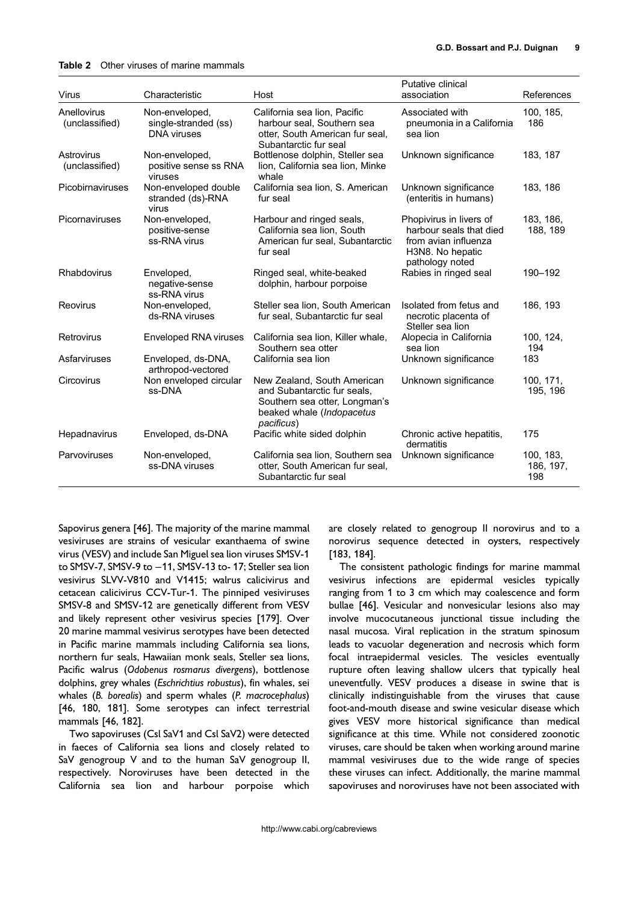**Table 2** Other viruses of marine mammals

| Virus | Characteristic | Host | Putative clinical association | References |
|---|---|---|---|---|
| Anellovirus (unclassified) | Non-enveloped, single-stranded (ss) DNA viruses | California sea lion, Pacific harbour seal, Southern sea otter, South American fur seal, Subantarctic fur seal | Associated with pneumonia in a California sea lion | 100, 185, 186 |
| Astrovirus (unclassified) | Non-enveloped, positive sense ss RNA viruses | Bottlenose dolphin, Steller sea lion, California sea lion, Minke whale | Unknown significance | 183, 187 |
| Picobirnaviruses | Non-enveloped double stranded (ds)-RNA virus | California sea lion, S. American fur seal | Unknown significance (enteritis in humans) | 183, 186 |
| Picornaviruses | Non-enveloped, positive-sense ss-RNA virus | Harbour and ringed seals, California sea lion, South American fur seal, Subantarctic fur seal | Phopivirus in livers of harbour seals that died from avian influenza H3N8. No hepatic pathology noted | 183, 186, 188, 189 |
| Rhabdovirus | Enveloped, negative-sense ss-RNA virus | Ringed seal, white-beaked dolphin, harbour porpoise | Rabies in ringed seal | 190–192 |
| Reovirus | Non-enveloped, ds-RNA viruses | Steller sea lion, South American fur seal, Subantarctic fur seal | Isolated from fetus and necrotic placenta of Steller sea lion | 186, 193 |
| Retrovirus | Enveloped RNA viruses | California sea lion, Killer whale, Southern sea otter | Alopecia in California sea lion | 100, 124, 194 |
| Asfarviruses | Enveloped, ds-DNA, arthropod-vectored | California sea lion | Unknown significance | 183 |
| Circovirus | Non enveloped circular ss-DNA | New Zealand, South American and Subantarctic fur seals, Southern sea otter, Longman's beaked whale (*Indopacetus pacificus*) | Unknown significance | 100, 171, 195, 196 |
| Hepadnavirus | Enveloped, ds-DNA | Pacific white sided dolphin | Chronic active hepatitis, dermatitis | 175 |
| Parvoviruses | Non-enveloped, ss-DNA viruses | California sea lion, Southern sea otter, South American fur seal, Subantarctic fur seal | Unknown significance | 100, 183, 186, 197, 198 |

Sapovirus genera [46]. The majority of the marine mammal vesiviruses are strains of vesicular exanthaema of swine virus (VESV) and include San Miguel sea lion viruses SMSV-1 to SMSV-7, SMSV-9 to −11, SMSV-13 to- 17; Steller sea lion vesivirus SLVV-V810 and V1415; walrus calicivirus and cetacean calicivirus CCV-Tur-1. The pinniped vesiviruses SMSV-8 and SMSV-12 are genetically different from VESV and likely represent other vesivirus species [179]. Over 20 marine mammal vesivirus serotypes have been detected in Pacific marine mammals including California sea lions, northern fur seals, Hawaiian monk seals, Steller sea lions, Pacific walrus (*Odobenus rosmarus divergens*), bottlenose dolphins, grey whales (*Eschrichtius robustus*), fin whales, sei whales (*B. borealis*) and sperm whales (*P. macrocephalus*) [46, 180, 181]. Some serotypes can infect terrestrial mammals [46, 182].

Two sapoviruses (Csl SaV1 and Csl SaV2) were detected in faeces of California sea lions and closely related to SaV genogroup V and to the human SaV genogroup II, respectively. Noroviruses have been detected in the California sea lion and harbour porpoise which are closely related to genogroup II norovirus and to a norovirus sequence detected in oysters, respectively [183, 184].

The consistent pathologic findings for marine mammal vesivirus infections are epidermal vesicles typically ranging from 1 to 3 cm which may coalescence and form bullae [46]. Vesicular and nonvesicular lesions also may involve mucocutaneous junctional tissue including the nasal mucosa. Viral replication in the stratum spinosum leads to vacuolar degeneration and necrosis which form focal intraepidermal vesicles. The vesicles eventually rupture often leaving shallow ulcers that typically heal uneventfully. VESV produces a disease in swine that is clinically indistinguishable from the viruses that cause foot-and-mouth disease and swine vesicular disease which gives VESV more historical significance than medical significance at this time. While not considered zoonotic viruses, care should be taken when working around marine mammal vesiviruses due to the wide range of species these viruses can infect. Additionally, the marine mammal sapoviruses and noroviruses have not been associated with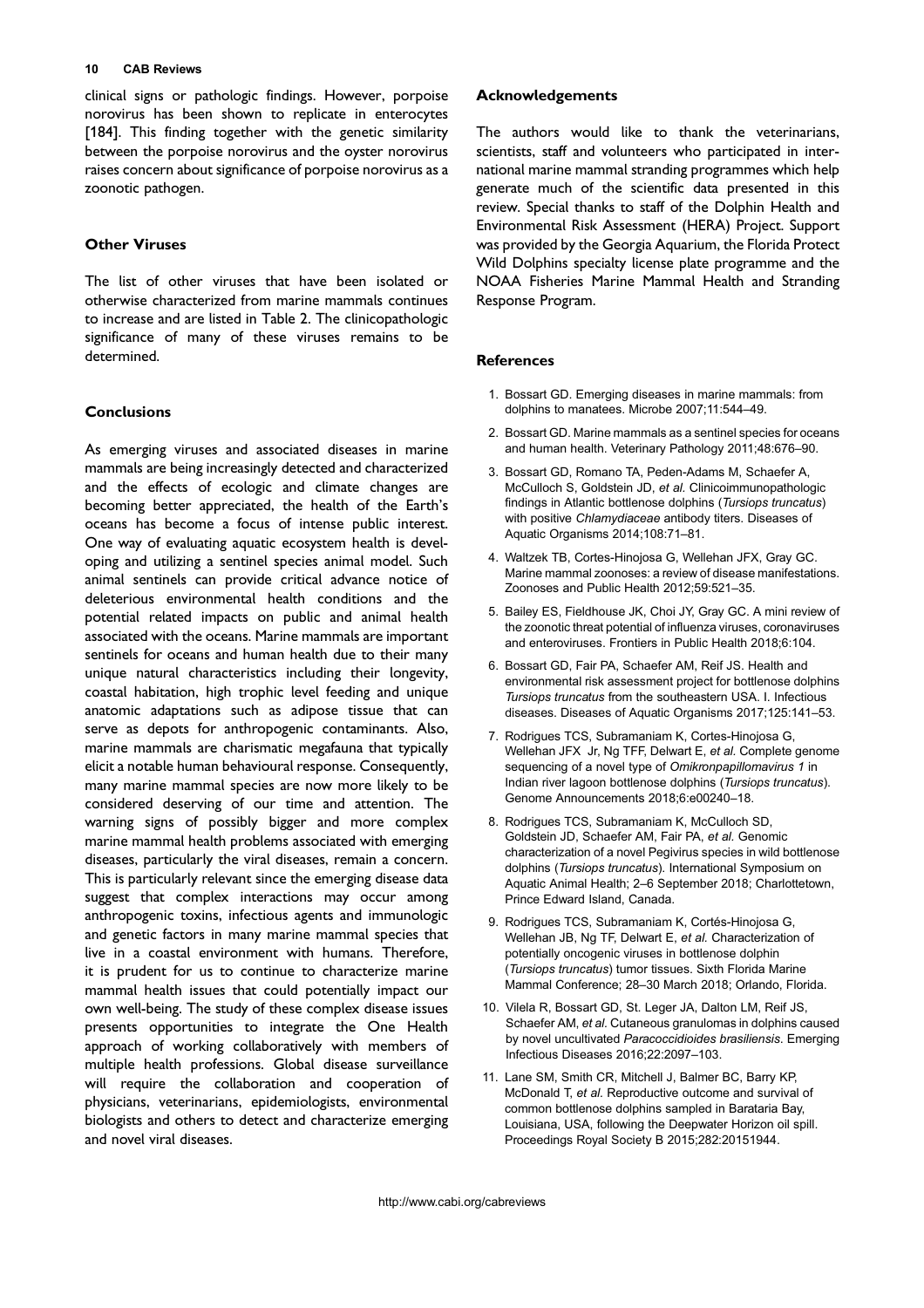clinical signs or pathologic findings. However, porpoise norovirus has been shown to replicate in enterocytes [184]. This finding together with the genetic similarity between the porpoise norovirus and the oyster norovirus raises concern about significance of porpoise norovirus as a zoonotic pathogen.

## Other Viruses

The list of other viruses that have been isolated or otherwise characterized from marine mammals continues to increase and are listed in Table 2. The clinicopathologic significance of many of these viruses remains to be determined.

## Conclusions

As emerging viruses and associated diseases in marine mammals are being increasingly detected and characterized and the effects of ecologic and climate changes are becoming better appreciated, the health of the Earth's oceans has become a focus of intense public interest. One way of evaluating aquatic ecosystem health is developing and utilizing a sentinel species animal model. Such animal sentinels can provide critical advance notice of deleterious environmental health conditions and the potential related impacts on public and animal health associated with the oceans. Marine mammals are important sentinels for oceans and human health due to their many unique natural characteristics including their longevity, coastal habitation, high trophic level feeding and unique anatomic adaptations such as adipose tissue that can serve as depots for anthropogenic contaminants. Also, marine mammals are charismatic megafauna that typically elicit a notable human behavioural response. Consequently, many marine mammal species are now more likely to be considered deserving of our time and attention. The warning signs of possibly bigger and more complex marine mammal health problems associated with emerging diseases, particularly the viral diseases, remain a concern. This is particularly relevant since the emerging disease data suggest that complex interactions may occur among anthropogenic toxins, infectious agents and immunologic and genetic factors in many marine mammal species that live in a coastal environment with humans. Therefore, it is prudent for us to continue to characterize marine mammal health issues that could potentially impact our own well-being. The study of these complex disease issues presents opportunities to integrate the One Health approach of working collaboratively with members of multiple health professions. Global disease surveillance will require the collaboration and cooperation of physicians, veterinarians, epidemiologists, environmental biologists and others to detect and characterize emerging and novel viral diseases.

## Acknowledgements

The authors would like to thank the veterinarians, scientists, staff and volunteers who participated in international marine mammal stranding programmes which help generate much of the scientific data presented in this review. Special thanks to staff of the Dolphin Health and Environmental Risk Assessment (HERA) Project. Support was provided by the Georgia Aquarium, the Florida Protect Wild Dolphins specialty license plate programme and the NOAA Fisheries Marine Mammal Health and Stranding Response Program.

## References

1. Bossart GD. Emerging diseases in marine mammals: from dolphins to manatees. Microbe 2007;11:544–49.
2. Bossart GD. Marine mammals as a sentinel species for oceans and human health. Veterinary Pathology 2011;48:676–90.
3. Bossart GD, Romano TA, Peden-Adams M, Schaefer A, McCulloch S, Goldstein JD, *et al.* Clinicoimmunopathologic findings in Atlantic bottlenose dolphins (*Tursiops truncatus*) with positive *Chlamydiaceae* antibody titers. Diseases of Aquatic Organisms 2014;108:71–81.
4. Waltzek TB, Cortes-Hinojosa G, Wellehan JFX, Gray GC. Marine mammal zoonoses: a review of disease manifestations. Zoonoses and Public Health 2012;59:521–35.
5. Bailey ES, Fieldhouse JK, Choi JY, Gray GC. A mini review of the zoonotic threat potential of influenza viruses, coronaviruses and enteroviruses. Frontiers in Public Health 2018;6:104.
6. Bossart GD, Fair PA, Schaefer AM, Reif JS. Health and environmental risk assessment project for bottlenose dolphins *Tursiops truncatus* from the southeastern USA. I. Infectious diseases. Diseases of Aquatic Organisms 2017;125:141–53.
7. Rodrigues TCS, Subramaniam K, Cortes-Hinojosa G, Wellehan JFX Jr, Ng TFF, Delwart E, *et al.* Complete genome sequencing of a novel type of *Omikronpapillomavirus 1* in Indian river lagoon bottlenose dolphins (*Tursiops truncatus*). Genome Announcements 2018;6:e00240–18.
8. Rodrigues TCS, Subramaniam K, McCulloch SD, Goldstein JD, Schaefer AM, Fair PA, *et al.* Genomic characterization of a novel Pegivirus species in wild bottlenose dolphins (*Tursiops truncatus*). International Symposium on Aquatic Animal Health; 2–6 September 2018; Charlottetown, Prince Edward Island, Canada.
9. Rodrigues TCS, Subramaniam K, Cortés-Hinojosa G, Wellehan JB, Ng TF, Delwart E, *et al.* Characterization of potentially oncogenic viruses in bottlenose dolphin (*Tursiops truncatus*) tumor tissues. Sixth Florida Marine Mammal Conference; 28–30 March 2018; Orlando, Florida.
10. Vilela R, Bossart GD, St. Leger JA, Dalton LM, Reif JS, Schaefer AM, *et al.* Cutaneous granulomas in dolphins caused by novel uncultivated *Paracoccidioides brasiliensis*. Emerging Infectious Diseases 2016;22:2097–103.
11. Lane SM, Smith CR, Mitchell J, Balmer BC, Barry KP, McDonald T, *et al.* Reproductive outcome and survival of common bottlenose dolphins sampled in Barataria Bay, Louisiana, USA, following the Deepwater Horizon oil spill. Proceedings Royal Society B 2015;282:20151944.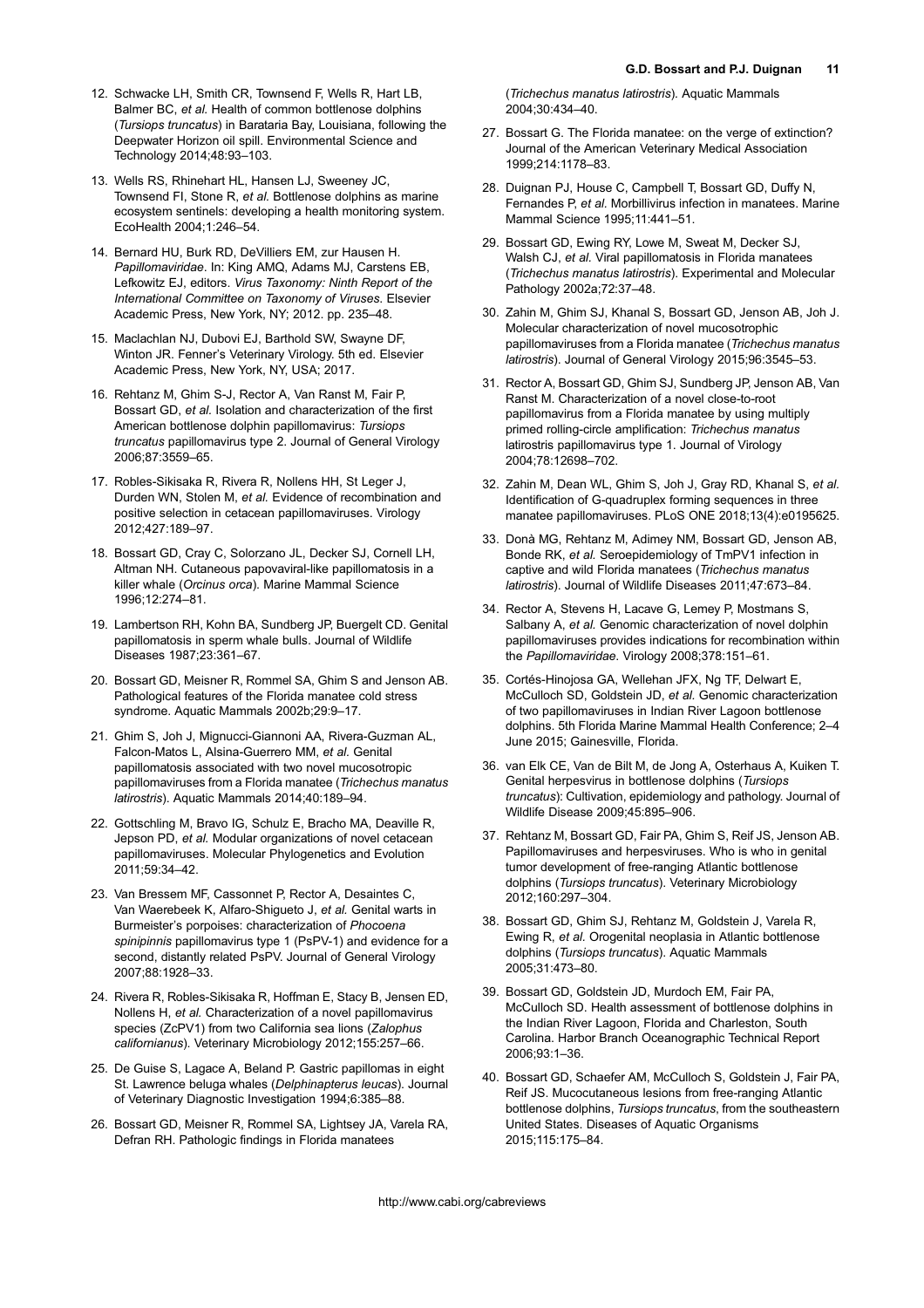12. Schwacke LH, Smith CR, Townsend F, Wells R, Hart LB, Balmer BC, *et al.* Health of common bottlenose dolphins (*Tursiops truncatus*) in Barataria Bay, Louisiana, following the Deepwater Horizon oil spill. Environmental Science and Technology 2014;48:93–103.
13. Wells RS, Rhinehart HL, Hansen LJ, Sweeney JC, Townsend FI, Stone R, *et al.* Bottlenose dolphins as marine ecosystem sentinels: developing a health monitoring system. EcoHealth 2004;1:246–54.
14. Bernard HU, Burk RD, DeVilliers EM, zur Hausen H. *Papillomaviridae*. In: King AMQ, Adams MJ, Carstens EB, Lefkowitz EJ, editors. *Virus Taxonomy: Ninth Report of the International Committee on Taxonomy of Viruses*. Elsevier Academic Press, New York, NY; 2012. pp. 235–48.
15. Maclachlan NJ, Dubovi EJ, Barthold SW, Swayne DF, Winton JR. Fenner's Veterinary Virology. 5th ed. Elsevier Academic Press, New York, NY, USA; 2017.
16. Rehtanz M, Ghim S-J, Rector A, Van Ranst M, Fair P, Bossart GD, *et al.* Isolation and characterization of the first American bottlenose dolphin papillomavirus: *Tursiops truncatus* papillomavirus type 2. Journal of General Virology 2006;87:3559–65.
17. Robles-Sikisaka R, Rivera R, Nollens HH, St Leger J, Durden WN, Stolen M, *et al.* Evidence of recombination and positive selection in cetacean papillomaviruses. Virology 2012;427:189–97.
18. Bossart GD, Cray C, Solorzano JL, Decker SJ, Cornell LH, Altman NH. Cutaneous papovaviral-like papillomatosis in a killer whale (*Orcinus orca*). Marine Mammal Science 1996;12:274–81.
19. Lambertson RH, Kohn BA, Sundberg JP, Buergelt CD. Genital papillomatosis in sperm whale bulls. Journal of Wildlife Diseases 1987;23:361–67.
20. Bossart GD, Meisner R, Rommel SA, Ghim S and Jenson AB. Pathological features of the Florida manatee cold stress syndrome. Aquatic Mammals 2002b;29:9–17.
21. Ghim S, Joh J, Mignucci-Giannoni AA, Rivera-Guzman AL, Falcon-Matos L, Alsina-Guerrero MM, *et al.* Genital papillomatosis associated with two novel mucosotropic papillomaviruses from a Florida manatee (*Trichechus manatus latirostris*). Aquatic Mammals 2014;40:189–94.
22. Gottschling M, Bravo IG, Schulz E, Bracho MA, Deaville R, Jepson PD, *et al.* Modular organizations of novel cetacean papillomaviruses. Molecular Phylogenetics and Evolution 2011;59:34–42.
23. Van Bressem MF, Cassonnet P, Rector A, Desaintes C, Van Waerebeek K, Alfaro-Shigueto J, *et al.* Genital warts in Burmeister's porpoises: characterization of *Phocoena spinipinnis* papillomavirus type 1 (PsPV-1) and evidence for a second, distantly related PsPV. Journal of General Virology 2007;88:1928–33.
24. Rivera R, Robles-Sikisaka R, Hoffman E, Stacy B, Jensen ED, Nollens H, *et al.* Characterization of a novel papillomavirus species (ZcPV1) from two California sea lions (*Zalophus californianus*). Veterinary Microbiology 2012;155:257–66.
25. De Guise S, Lagace A, Beland P. Gastric papillomas in eight St. Lawrence beluga whales (*Delphinapterus leucas*). Journal of Veterinary Diagnostic Investigation 1994;6:385–88.
26. Bossart GD, Meisner R, Rommel SA, Lightsey JA, Varela RA, Defran RH. Pathologic findings in Florida manatees (*Trichechus manatus latirostris*). Aquatic Mammals 2004;30:434–40.
27. Bossart G. The Florida manatee: on the verge of extinction? Journal of the American Veterinary Medical Association 1999;214:1178–83.
28. Duignan PJ, House C, Campbell T, Bossart GD, Duffy N, Fernandes P, *et al.* Morbillivirus infection in manatees. Marine Mammal Science 1995;11:441–51.
29. Bossart GD, Ewing RY, Lowe M, Sweat M, Decker SJ, Walsh CJ, *et al.* Viral papillomatosis in Florida manatees (*Trichechus manatus latirostris*). Experimental and Molecular Pathology 2002a;72:37–48.
30. Zahin M, Ghim SJ, Khanal S, Bossart GD, Jenson AB, Joh J. Molecular characterization of novel mucosotrophic papillomaviruses from a Florida manatee (*Trichechus manatus latirostris*). Journal of General Virology 2015;96:3545–53.
31. Rector A, Bossart GD, Ghim SJ, Sundberg JP, Jenson AB, Van Ranst M. Characterization of a novel close-to-root papillomavirus from a Florida manatee by using multiply primed rolling-circle amplification: *Trichechus manatus* latirostris papillomavirus type 1. Journal of Virology 2004;78:12698–702.
32. Zahin M, Dean WL, Ghim SJ, Joh J, Gray RD, Khanal S, *et al.* Identification of G-quadruplex forming sequences in three manatee papillomaviruses. PLoS ONE 2018;13(4):e0195625.
33. Donà MG, Rehtanz M, Adimey NM, Bossart GD, Jenson AB, Bonde RK, *et al.* Seroepidemiology of TmPV1 infection in captive and wild Florida manatees (*Trichechus manatus latirostris*). Journal of Wildlife Diseases 2011;47:673–84.
34. Rector A, Stevens H, Lacave G, Lemey P, Mostmans S, Salbany A, *et al.* Genomic characterization of novel dolphin papillomaviruses provides indications for recombination within the *Papillomaviridae*. Virology 2008;378:151–61.
35. Cortés-Hinojosa GA, Wellehan JFX, Ng TF, Delwart E, McCulloch SD, Goldstein JD, *et al.* Genomic characterization of two papillomaviruses in Indian River Lagoon bottlenose dolphins. 5th Florida Marine Mammal Health Conference; 2–4 June 2015; Gainesville, Florida.
36. van Elk CE, Van de Bilt M, de Jong A, Osterhaus A, Kuiken T. Genital herpesvirus in bottlenose dolphins (*Tursiops truncatus*): Cultivation, epidemiology and pathology. Journal of Wildlife Disease 2009;45:895–906.
37. Rehtanz M, Bossart GD, Fair PA, Ghim S, Reif JS, Jenson AB. Papillomaviruses and herpesviruses. Who is who in genital tumor development of free-ranging Atlantic bottlenose dolphins (*Tursiops truncatus*). Veterinary Microbiology 2012;160:297–304.
38. Bossart GD, Ghim SJ, Rehtanz M, Goldstein J, Varela R, Ewing R, *et al.* Orogenital neoplasia in Atlantic bottlenose dolphins (*Tursiops truncatus*). Aquatic Mammals 2005;31:473–80.
39. Bossart GD, Goldstein JD, Murdoch EM, Fair PA, McCulloch SD. Health assessment of bottlenose dolphins in the Indian River Lagoon, Florida and Charleston, South Carolina. Harbor Branch Oceanographic Technical Report 2006;93:1–36.
40. Bossart GD, Schaefer AM, McCulloch S, Goldstein J, Fair PA, Reif JS. Mucocutaneous lesions from free-ranging Atlantic bottlenose dolphins, *Tursiops truncatus*, from the southeastern United States. Diseases of Aquatic Organisms 2015;115:175–84.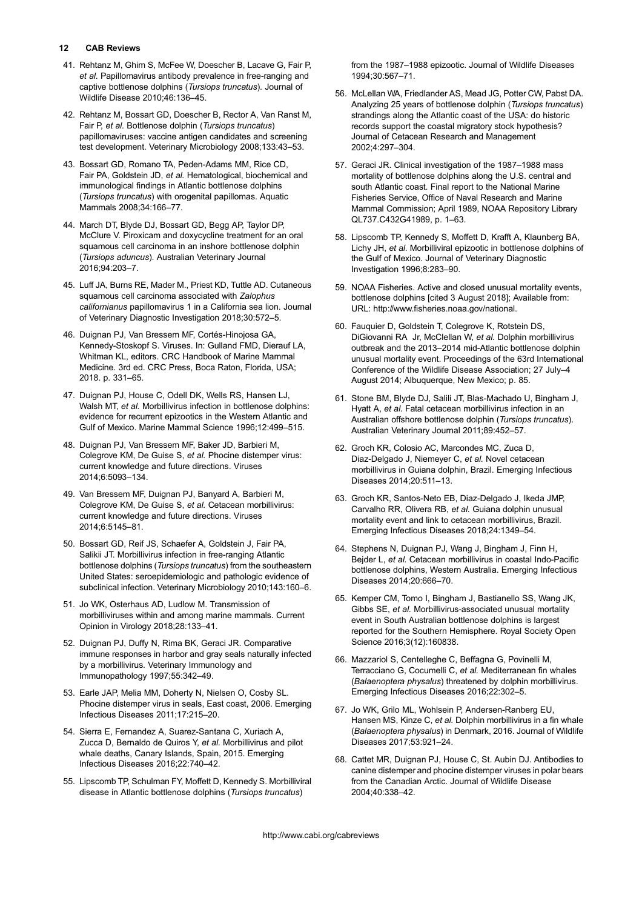41. Rehtanz M, Ghim S, McFee W, Doescher B, Lacave G, Fair P, *et al.* Papillomavirus antibody prevalence in free-ranging and captive bottlenose dolphins (*Tursiops truncatus*). Journal of Wildlife Disease 2010;46:136–45.

42. Rehtanz M, Bossart GD, Doescher B, Rector A, Van Ranst M, Fair P, *et al.* Bottlenose dolphin (*Tursiops truncatus*) papillomaviruses: vaccine antigen candidates and screening test development. Veterinary Microbiology 2008;133:43–53.

43. Bossart GD, Romano TA, Peden-Adams MM, Rice CD, Fair PA, Goldstein JD, *et al.* Hematological, biochemical and immunological findings in Atlantic bottlenose dolphins (*Tursiops truncatus*) with orogenital papillomas. Aquatic Mammals 2008;34:166–77.

44. March DT, Blyde DJ, Bossart GD, Begg AP, Taylor DP, McClure V. Piroxicam and doxycycline treatment for an oral squamous cell carcinoma in an inshore bottlenose dolphin (*Tursiops aduncus*). Australian Veterinary Journal 2016;94:203–7.

45. Luff JA, Burns RE, Mader M., Priest KD, Tuttle AD. Cutaneous squamous cell carcinoma associated with *Zalophus californianus* papillomavirus 1 in a California sea lion. Journal of Veterinary Diagnostic Investigation 2018;30:572–5.

46. Duignan PJ, Van Bressem MF, Cortés-Hinojosa GA, Kennedy-Stoskopf S. Viruses. In: Gulland FMD, Dierauf LA, Whitman KL, editors. CRC Handbook of Marine Mammal Medicine. 3rd ed. CRC Press, Boca Raton, Florida, USA; 2018. p. 331–65.

47. Duignan PJ, House C, Odell DK, Wells RS, Hansen LJ, Walsh MT, *et al.* Morbillivirus infection in bottlenose dolphins: evidence for recurrent epizootics in the Western Atlantic and Gulf of Mexico. Marine Mammal Science 1996;12:499–515.

48. Duignan PJ, Van Bressem MF, Baker JD, Barbieri M, Colegrove KM, De Guise S, *et al.* Phocine distemper virus: current knowledge and future directions. Viruses 2014;6:5093–134.

49. Van Bressem MF, Duignan PJ, Banyard A, Barbieri M, Colegrove KM, De Guise S, *et al.* Cetacean morbillivirus: current knowledge and future directions. Viruses 2014;6:5145–81.

50. Bossart GD, Reif JS, Schaefer A, Goldstein J, Fair PA, Salikii JT. Morbillivirus infection in free-ranging Atlantic bottlenose dolphins (*Tursiops truncatus*) from the southeastern United States: seroepidemiologic and pathologic evidence of subclinical infection. Veterinary Microbiology 2010;143:160–6.

51. Jo WK, Osterhaus AD, Ludlow M. Transmission of morbilliviruses within and among marine mammals. Current Opinion in Virology 2018;28:133–41.

52. Duignan PJ, Duffy N, Rima BK, Geraci JR. Comparative immune responses in harbor and gray seals naturally infected by a morbillivirus. Veterinary Immunology and Immunopathology 1997;55:342–49.

53. Earle JAP, Melia MM, Doherty N, Nielsen O, Cosby SL. Phocine distemper virus in seals, East coast, 2006. Emerging Infectious Diseases 2011;17:215–20.

54. Sierra E, Fernandez A, Suarez-Santana C, Xuriach A, Zucca D, Bernaldo de Quiros Y, *et al.* Morbillivirus and pilot whale deaths, Canary Islands, Spain, 2015. Emerging Infectious Diseases 2016;22:740–42.

55. Lipscomb TP, Schulman FY, Moffett D, Kennedy S. Morbilliviral disease in Atlantic bottlenose dolphins (*Tursiops truncatus*) from the 1987–1988 epizootic. Journal of Wildlife Diseases 1994;30:567–71.

56. McLellan WA, Friedlander AS, Mead JG, Potter CW, Pabst DA. Analyzing 25 years of bottlenose dolphin (*Tursiops truncatus*) strandings along the Atlantic coast of the USA: do historic records support the coastal migratory stock hypothesis? Journal of Cetacean Research and Management 2002;4:297–304.

57. Geraci JR. Clinical investigation of the 1987–1988 mass mortality of bottlenose dolphins along the U.S. central and south Atlantic coast. Final report to the National Marine Fisheries Service, Office of Naval Research and Marine Mammal Commission; April 1989, NOAA Repository Library QL737.C432G41989, p. 1–63.

58. Lipscomb TP, Kennedy S, Moffett D, Krafft A, Klaunberg BA, Lichy JH, *et al.* Morbilliviral epizootic in bottlenose dolphins of the Gulf of Mexico. Journal of Veterinary Diagnostic Investigation 1996;8:283–90.

59. NOAA Fisheries. Active and closed unusual mortality events, bottlenose dolphins [cited 3 August 2018]; Available from: URL: http://www.fisheries.noaa.gov/national.

60. Fauquier D, Goldstein T, Colegrove K, Rotstein DS, DiGiovanni RA Jr, McClellan W, *et al.* Dolphin morbillivirus outbreak and the 2013–2014 mid-Atlantic bottlenose dolphin unusual mortality event. Proceedings of the 63rd International Conference of the Wildlife Disease Association; 27 July–4 August 2014; Albuquerque, New Mexico; p. 85.

61. Stone BM, Blyde DJ, Salili JT, Blas-Machado U, Bingham J, Hyatt A, *et al.* Fatal cetacean morbillivirus infection in an Australian offshore bottlenose dolphin (*Tursiops truncatus*). Australian Veterinary Journal 2011;89:452–57.

62. Groch KR, Colosio AC, Marcondes MC, Zuca D, Diaz-Delgado J, Niemeyer C, *et al.* Novel cetacean morbillivirus in Guiana dolphin, Brazil. Emerging Infectious Diseases 2014;20:511–13.

63. Groch KR, Santos-Neto EB, Diaz-Delgado J, Ikeda JMP, Carvalho RR, Olivera RB, *et al.* Guiana dolphin unusual mortality event and link to cetacean morbillivirus, Brazil. Emerging Infectious Diseases 2018;24:1349–54.

64. Stephens N, Duignan PJ, Wang J, Bingham J, Finn H, Bejder L, *et al.* Cetacean morbillivirus in coastal Indo-Pacific bottlenose dolphins, Western Australia. Emerging Infectious Diseases 2014;20:666–70.

65. Kemper CM, Tomo I, Bingham J, Bastianello SS, Wang JK, Gibbs SE, *et al.* Morbillivirus-associated unusual mortality event in South Australian bottlenose dolphins is largest reported for the Southern Hemisphere. Royal Society Open Science 2016;3(12):160838.

66. Mazzariol S, Centelleghe C, Beffagna G, Povinelli M, Terracciano G, Cocumelli C, *et al.* Mediterranean fin whales (*Balaenoptera physalus*) threatened by dolphin morbillivirus. Emerging Infectious Diseases 2016;22:302–5.

67. Jo WK, Grilo ML, Wohlsein P, Andersen-Ranberg EU, Hansen MS, Kinze C, *et al.* Dolphin morbillivirus in a fin whale (*Balaenoptera physalus*) in Denmark, 2016. Journal of Wildlife Diseases 2017;53:921–24.

68. Cattet MR, Duignan PJ, House C, St. Aubin DJ. Antibodies to canine distemper and phocine distemper viruses in polar bears from the Canadian Arctic. Journal of Wildlife Disease 2004;40:338–42.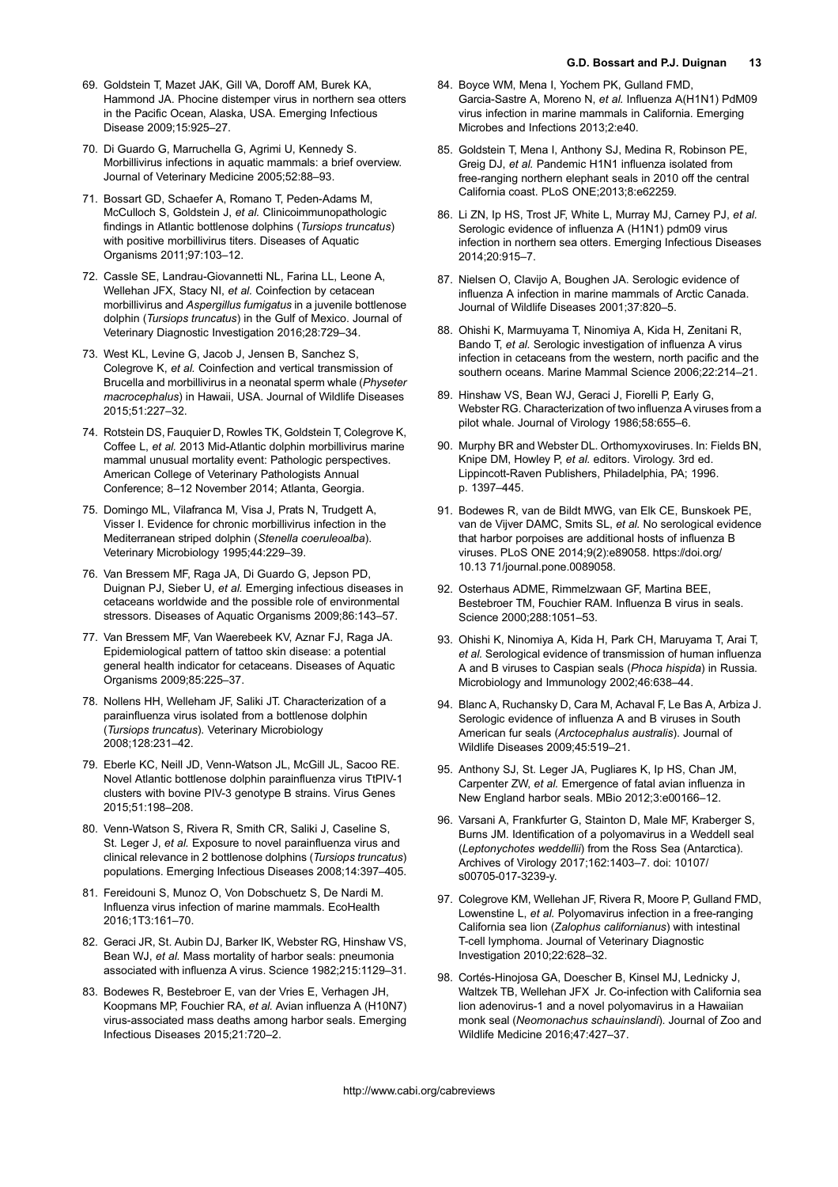69. Goldstein T, Mazet JAK, Gill VA, Doroff AM, Burek KA, Hammond JA. Phocine distemper virus in northern sea otters in the Pacific Ocean, Alaska, USA. Emerging Infectious Disease 2009;15:925–27.

70. Di Guardo G, Marruchella G, Agrimi U, Kennedy S. Morbillivirus infections in aquatic mammals: a brief overview. Journal of Veterinary Medicine 2005;52:88–93.

71. Bossart GD, Schaefer A, Romano T, Peden-Adams M, McCulloch S, Goldstein J, *et al.* Clinicoimmunopathologic findings in Atlantic bottlenose dolphins (*Tursiops truncatus*) with positive morbillivirus titers. Diseases of Aquatic Organisms 2011;97:103–12.

72. Cassle SE, Landrau-Giovannetti NL, Farina LL, Leone A, Wellehan JFX, Stacy NI, *et al.* Coinfection by cetacean morbillivirus and *Aspergillus fumigatus* in a juvenile bottlenose dolphin (*Tursiops truncatus*) in the Gulf of Mexico. Journal of Veterinary Diagnostic Investigation 2016;28:729–34.

73. West KL, Levine G, Jacob J, Jensen B, Sanchez S, Colegrove K, *et al.* Coinfection and vertical transmission of Brucella and morbillivirus in a neonatal sperm whale (*Physeter macrocephalus*) in Hawaii, USA. Journal of Wildlife Diseases 2015;51:227–32.

74. Rotstein DS, Fauquier D, Rowles TK, Goldstein T, Colegrove K, Coffee L, *et al.* 2013 Mid-Atlantic dolphin morbillivirus marine mammal unusual mortality event: Pathologic perspectives. American College of Veterinary Pathologists Annual Conference; 8–12 November 2014; Atlanta, Georgia.

75. Domingo ML, Vilafranca M, Visa J, Prats N, Trudgett A, Visser I. Evidence for chronic morbillivirus infection in the Mediterranean striped dolphin (*Stenella coeruleoalba*). Veterinary Microbiology 1995;44:229–39.

76. Van Bressem MF, Raga JA, Di Guardo G, Jepson PD, Duignan PJ, Sieber U, *et al.* Emerging infectious diseases in cetaceans worldwide and the possible role of environmental stressors. Diseases of Aquatic Organisms 2009;86:143–57.

77. Van Bressem MF, Van Waerebeek KV, Aznar FJ, Raga JA. Epidemiological pattern of tattoo skin disease: a potential general health indicator for cetaceans. Diseases of Aquatic Organisms 2009;85:225–37.

78. Nollens HH, Welleham JF, Saliki JT. Characterization of a parainfluenza virus isolated from a bottlenose dolphin (*Tursiops truncatus*). Veterinary Microbiology 2008;128:231–42.

79. Eberle KC, Neill JD, Venn-Watson JL, McGill JL, Sacoo RE. Novel Atlantic bottlenose dolphin parainfluenza virus TtPIV-1 clusters with bovine PIV-3 genotype B strains. Virus Genes 2015;51:198–208.

80. Venn-Watson S, Rivera R, Smith CR, Saliki J, Caseline S, St. Leger J, *et al.* Exposure to novel parainfluenza virus and clinical relevance in 2 bottlenose dolphins (*Tursiops truncatus*) populations. Emerging Infectious Diseases 2008;14:397–405.

81. Fereidouni S, Munoz O, Von Dobschuetz S, De Nardi M. Influenza virus infection of marine mammals. EcoHealth 2016;1T3:161–70.

82. Geraci JR, St. Aubin DJ, Barker IK, Webster RG, Hinshaw VS, Bean WJ, *et al.* Mass mortality of harbor seals: pneumonia associated with influenza A virus. Science 1982;215:1129–31.

83. Bodewes R, Bestebroer E, van der Vries E, Verhagen JH, Koopmans MP, Fouchier RA, *et al.* Avian influenza A (H10N7) virus-associated mass deaths among harbor seals. Emerging Infectious Diseases 2015;21:720–2.

84. Boyce WM, Mena I, Yochem PK, Gulland FMD, Garcia-Sastre A, Moreno N, *et al.* Influenza A(H1N1) PdM09 virus infection in marine mammals in California. Emerging Microbes and Infections 2013;2:e40.

85. Goldstein T, Mena I, Anthony SJ, Medina R, Robinson PE, Greig DJ, *et al.* Pandemic H1N1 influenza isolated from free-ranging northern elephant seals in 2010 off the central California coast. PLoS ONE;2013;8:e62259.

86. Li ZN, Ip HS, Trost JF, White L, Murray MJ, Carney PJ, *et al.* Serologic evidence of influenza A (H1N1) pdm09 virus infection in northern sea otters. Emerging Infectious Diseases 2014;20:915–7.

87. Nielsen O, Clavijo A, Boughen JA. Serologic evidence of influenza A infection in marine mammals of Arctic Canada. Journal of Wildlife Diseases 2001;37:820–5.

88. Ohishi K, Marmuyama T, Ninomiya A, Kida H, Zenitani R, Bando T, *et al.* Serologic investigation of influenza A virus infection in cetaceans from the western, north pacific and the southern oceans. Marine Mammal Science 2006;22:214–21.

89. Hinshaw VS, Bean WJ, Geraci J, Fiorelli P, Early G, Webster RG. Characterization of two influenza A viruses from a pilot whale. Journal of Virology 1986;58:655–6.

90. Murphy BR and Webster DL. Orthomyxoviruses. In: Fields BN, Knipe DM, Howley P, *et al.* editors. Virology. 3rd ed. Lippincott-Raven Publishers, Philadelphia, PA; 1996. p. 1397–445.

91. Bodewes R, van de Bildt MWG, van Elk CE, Bunskoek PE, van de Vijver DAMC, Smits SL, *et al.* No serological evidence that harbor porpoises are additional hosts of influenza B viruses. PLoS ONE 2014;9(2):e89058. https://doi.org/10.13 71/journal.pone.0089058.

92. Osterhaus ADME, Rimmelzwaan GF, Martina BEE, Bestebroer TM, Fouchier RAM. Influenza B virus in seals. Science 2000;288:1051–53.

93. Ohishi K, Ninomiya A, Kida H, Park CH, Maruyama T, Arai T, *et al.* Serological evidence of transmission of human influenza A and B viruses to Caspian seals (*Phoca hispida*) in Russia. Microbiology and Immunology 2002;46:638–44.

94. Blanc A, Ruchansky D, Cara M, Achaval F, Le Bas A, Arbiza J. Serologic evidence of influenza A and B viruses in South American fur seals (*Arctocephalus australis*). Journal of Wildlife Diseases 2009;45:519–21.

95. Anthony SJ, St. Leger JA, Pugliares K, Ip HS, Chan JM, Carpenter ZW, *et al.* Emergence of fatal avian influenza in New England harbor seals. MBio 2012;3:e00166–12.

96. Varsani A, Frankfurter G, Stainton D, Male MF, Kraberger S, Burns JM. Identification of a polyomavirus in a Weddell seal (*Leptonychotes weddellii*) from the Ross Sea (Antarctica). Archives of Virology 2017;162:1403–7. doi: 10107/s00705-017-3239-y.

97. Colegrove KM, Wellehan JF, Rivera R, Moore P, Gulland FMD, Lowenstine L, *et al.* Polyomavirus infection in a free-ranging California sea lion (*Zalophus californianus*) with intestinal T-cell lymphoma. Journal of Veterinary Diagnostic Investigation 2010;22:628–32.

98. Cortés-Hinojosa GA, Doescher B, Kinsel MJ, Lednicky J, Waltzek TB, Wellehan JFX Jr. Co-infection with California sea lion adenovirus-1 and a novel polyomavirus in a Hawaiian monk seal (*Neomonachus schauinslandi*). Journal of Zoo and Wildlife Medicine 2016;47:427–37.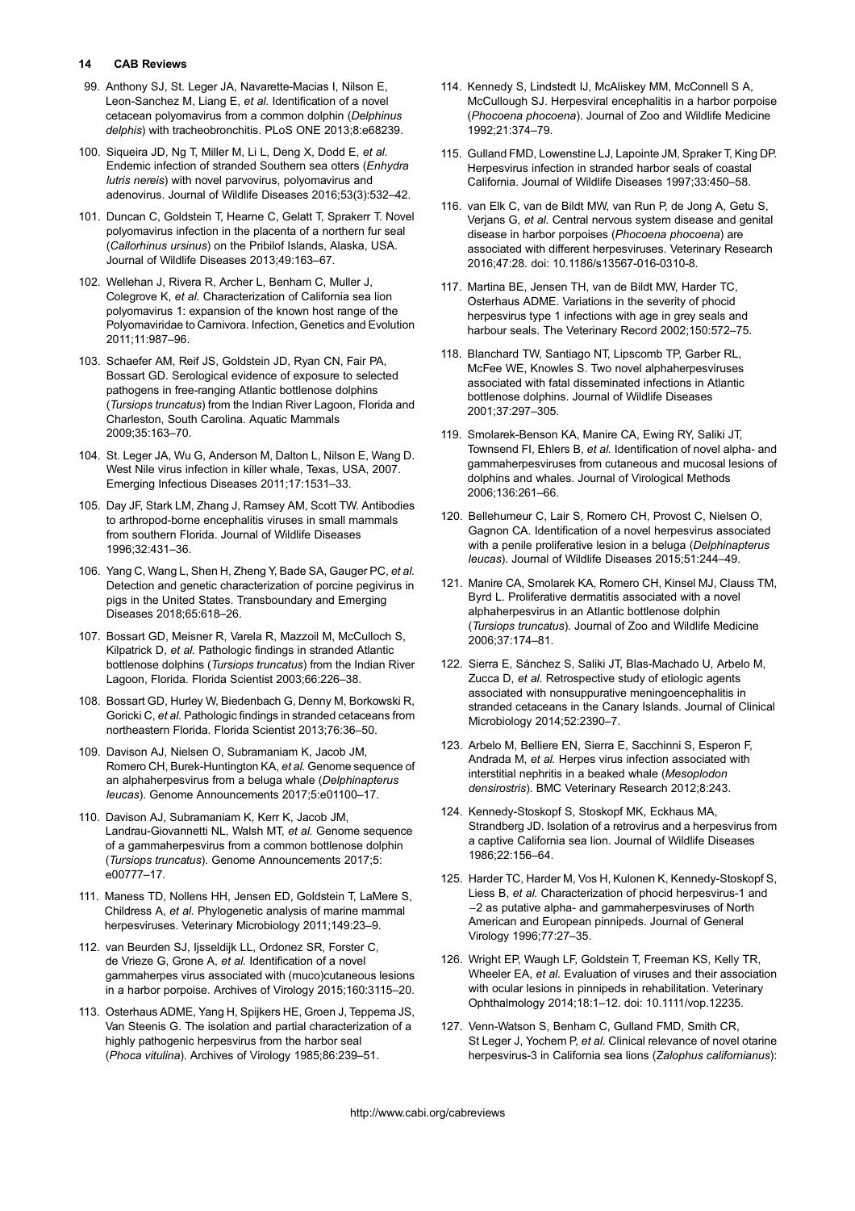99. Anthony SJ, St. Leger JA, Navarette-Macias I, Nilson E, Leon-Sanchez M, Liang E, *et al.* Identification of a novel cetacean polyomavirus from a common dolphin (*Delphinus delphis*) with tracheobronchitis. PLoS ONE 2013;8:e68239.

100. Siqueira JD, Ng T, Miller M, Li L, Deng X, Dodd E, *et al.* Endemic infection of stranded Southern sea otters (*Enhydra lutris nereis*) with novel parvovirus, polyomavirus and adenovirus. Journal of Wildlife Diseases 2016;53(3):532–42.

101. Duncan C, Goldstein T, Hearne C, Gelatt T, Sprakerr T. Novel polyomavirus infection in the placenta of a northern fur seal (*Callorhinus ursinus*) on the Pribilof Islands, Alaska, USA. Journal of Wildlife Diseases 2013;49:163–67.

102. Wellehan J, Rivera R, Archer L, Benham C, Muller J, Colegrove K, *et al.* Characterization of California sea lion polyomavirus 1: expansion of the known host range of the Polyomaviridae to Carnivora. Infection, Genetics and Evolution 2011;11:987–96.

103. Schaefer AM, Reif JS, Goldstein JD, Ryan CN, Fair PA, Bossart GD. Serological evidence of exposure to selected pathogens in free-ranging Atlantic bottlenose dolphins (*Tursiops truncatus*) from the Indian River Lagoon, Florida and Charleston, South Carolina. Aquatic Mammals 2009;35:163–70.

104. St. Leger JA, Wu G, Anderson M, Dalton L, Nilson E, Wang D. West Nile virus infection in killer whale, Texas, USA, 2007. Emerging Infectious Diseases 2011;17:1531–33.

105. Day JF, Stark LM, Zhang J, Ramsey AM, Scott TW. Antibodies to arthropod-borne encephalitis viruses in small mammals from southern Florida. Journal of Wildlife Diseases 1996;32:431–36.

106. Yang C, Wang L, Shen H, Zheng Y, Bade SA, Gauger PC, *et al.* Detection and genetic characterization of porcine pegivirus in pigs in the United States. Transboundary and Emerging Diseases 2018;65:618–26.

107. Bossart GD, Meisner R, Varela R, Mazzoil M, McCulloch S, Kilpatrick D, *et al.* Pathologic findings in stranded Atlantic bottlenose dolphins (*Tursiops truncatus*) from the Indian River Lagoon, Florida. Florida Scientist 2003;66:226–38.

108. Bossart GD, Hurley W, Biedenbach G, Denny M, Borkowski R, Goricki C, *et al.* Pathologic findings in stranded cetaceans from northeastern Florida. Florida Scientist 2013;76:36–50.

109. Davison AJ, Nielsen O, Subramaniam K, Jacob JM, Romero CH, Burek-Huntington KA, *et al.* Genome sequence of an alphaherpesvirus from a beluga whale (*Delphinapterus leucas*). Genome Announcements 2017;5:e01100–17.

110. Davison AJ, Subramaniam K, Kerr K, Jacob JM, Landrau-Giovannetti NL, Walsh MT, *et al.* Genome sequence of a gammaherpesvirus from a common bottlenose dolphin (*Tursiops truncatus*). Genome Announcements 2017;5: e00777–17.

111. Maness TD, Nollens HH, Jensen ED, Goldstein T, LaMere S, Childress A, *et al.* Phylogenetic analysis of marine mammal herpesviruses. Veterinary Microbiology 2011;149:23–9.

112. van Beurden SJ, Ijsseldijk LL, Ordonez SR, Forster C, de Vrieze G, Grone A, *et al.* Identification of a novel gammaherpes virus associated with (muco)cutaneous lesions in a harbor porpoise. Archives of Virology 2015;160:3115–20.

113. Osterhaus ADME, Yang H, Spijkers HE, Groen J, Teppema JS, Van Steenis G. The isolation and partial characterization of a highly pathogenic herpesvirus from the harbor seal (*Phoca vitulina*). Archives of Virology 1985;86:239–51.

114. Kennedy S, Lindstedt IJ, McAliskey MM, McConnell S A, McCullough SJ. Herpesviral encephalitis in a harbor porpoise (*Phocoena phocoena*). Journal of Zoo and Wildlife Medicine 1992;21:374–79.

115. Gulland FMD, Lowenstine LJ, Lapointe JM, Spraker T, King DP. Herpesvirus infection in stranded harbor seals of coastal California. Journal of Wildlife Diseases 1997;33:450–58.

116. van Elk C, van de Bildt MW, van Run P, de Jong A, Getu S, Verjans G, *et al.* Central nervous system disease and genital disease in harbor porpoises (*Phocoena phocoena*) are associated with different herpesviruses. Veterinary Research 2016;47:28. doi: 10.1186/s13567-016-0310-8.

117. Martina BE, Jensen TH, van de Bildt MW, Harder TC, Osterhaus ADME. Variations in the severity of phocid herpesvirus type 1 infections with age in grey seals and harbour seals. The Veterinary Record 2002;150:572–75.

118. Blanchard TW, Santiago NT, Lipscomb TP, Garber RL, McFee WE, Knowles S. Two novel alphaherpesviruses associated with fatal disseminated infections in Atlantic bottlenose dolphins. Journal of Wildlife Diseases 2001;37:297–305.

119. Smolarek-Benson KA, Manire CA, Ewing RY, Saliki JT, Townsend FI, Ehlers B, *et al.* Identification of novel alpha- and gammaherpesviruses from cutaneous and mucosal lesions of dolphins and whales. Journal of Virological Methods 2006;136:261–66.

120. Bellehumeur C, Lair S, Romero CH, Provost C, Nielsen O, Gagnon CA. Identification of a novel herpesvirus associated with a penile proliferative lesion in a beluga (*Delphinapterus leucas*). Journal of Wildlife Diseases 2015;51:244–49.

121. Manire CA, Smolarek KA, Romero CH, Kinsel MJ, Clauss TM, Byrd L. Proliferative dermatitis associated with a novel alphaherpesvirus in an Atlantic bottlenose dolphin (*Tursiops truncatus*). Journal of Zoo and Wildlife Medicine 2006;37:174–81.

122. Sierra E, Sánchez S, Saliki JT, Blas-Machado U, Arbelo M, Zucca D, *et al.* Retrospective study of etiologic agents associated with nonsuppurative meningoencephalitis in stranded cetaceans in the Canary Islands. Journal of Clinical Microbiology 2014;52:2390–7.

123. Arbelo M, Belliere EN, Sierra E, Sacchinni S, Esperon F, Andrada M, *et al.* Herpes virus infection associated with interstitial nephritis in a beaked whale (*Mesoplodon densirostris*). BMC Veterinary Research 2012;8:243.

124. Kennedy-Stoskopf S, Stoskopf MK, Eckhaus MA, Strandberg JD. Isolation of a retrovirus and a herpesvirus from a captive California sea lion. Journal of Wildlife Diseases 1986;22:156–64.

125. Harder TC, Harder M, Vos H, Kulonen K, Kennedy-Stoskopf S, Liess B, *et al.* Characterization of phocid herpesvirus-1 and −2 as putative alpha- and gammaherpesviruses of North American and European pinnipeds. Journal of General Virology 1996;77:27–35.

126. Wright EP, Waugh LF, Goldstein T, Freeman KS, Kelly TR, Wheeler EA, *et al.* Evaluation of viruses and their association with ocular lesions in pinnipeds in rehabilitation. Veterinary Ophthalmology 2014;18:1–12. doi: 10.1111/vop.12235.

127. Venn-Watson S, Benham C, Gulland FMD, Smith CR, St Leger J, Yochem P, *et al.* Clinical relevance of novel otarine herpesvirus-3 in California sea lions (*Zalophus californianus*):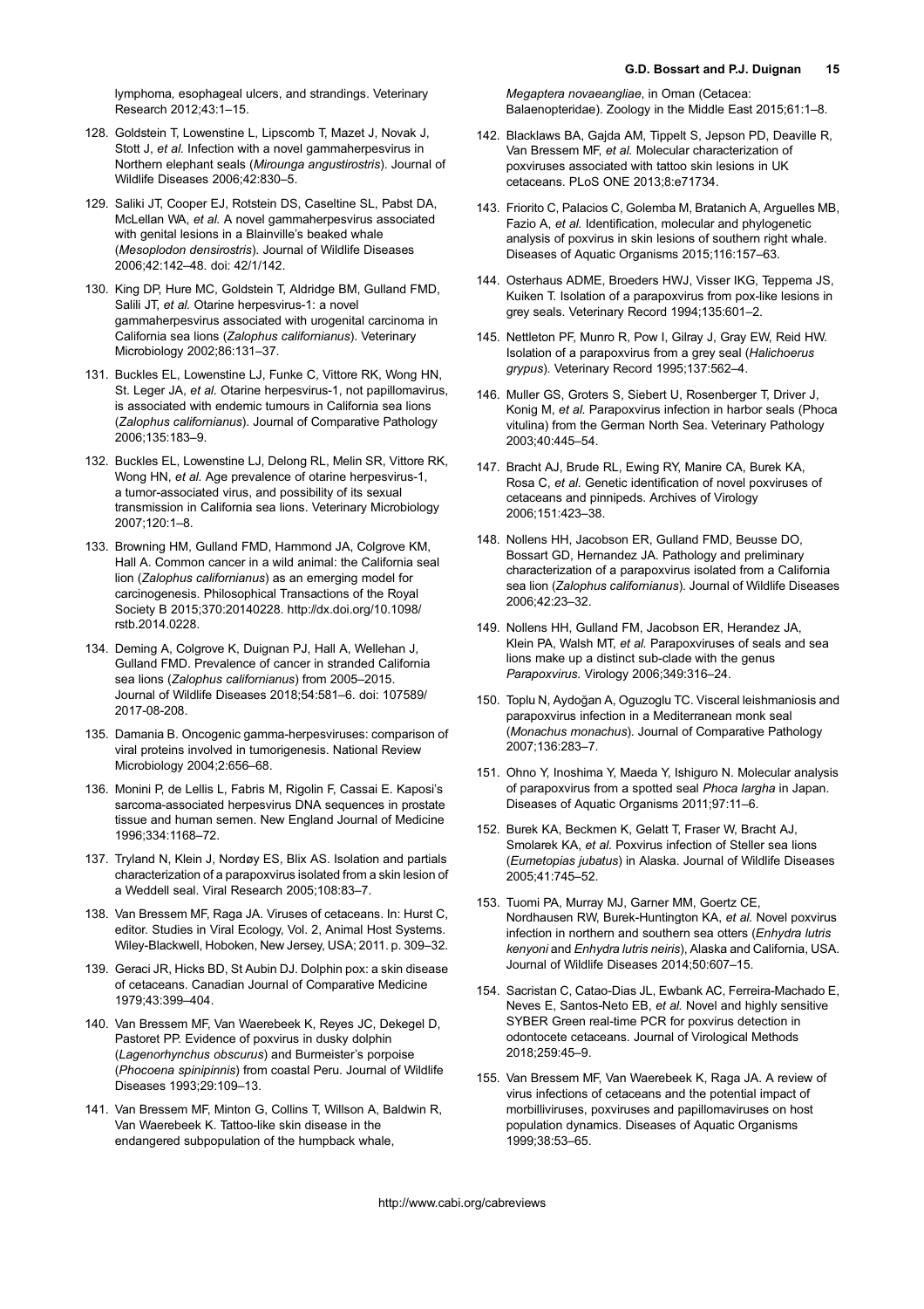lymphoma, esophageal ulcers, and strandings. Veterinary Research 2012;43:1–15.

128. Goldstein T, Lowenstine L, Lipscomb T, Mazet J, Novak J, Stott J, *et al.* Infection with a novel gammaherpesvirus in Northern elephant seals (*Mirounga angustirostris*). Journal of Wildlife Diseases 2006;42:830–5.

129. Saliki JT, Cooper EJ, Rotstein DS, Caseltine SL, Pabst DA, McLellan WA, *et al.* A novel gammaherpesvirus associated with genital lesions in a Blainville's beaked whale (*Mesoplodon densirostris*). Journal of Wildlife Diseases 2006;42:142–48. doi: 42/1/142.

130. King DP, Hure MC, Goldstein T, Aldridge BM, Gulland FMD, Salili JT, *et al.* Otarine herpesvirus-1: a novel gammaherpesvirus associated with urogenital carcinoma in California sea lions (*Zalophus californianus*). Veterinary Microbiology 2002;86:131–37.

131. Buckles EL, Lowenstine LJ, Funke C, Vittore RK, Wong HN, St. Leger JA, *et al.* Otarine herpesvirus-1, not papillomavirus, is associated with endemic tumours in California sea lions (*Zalophus californianus*). Journal of Comparative Pathology 2006;135:183–9.

132. Buckles EL, Lowenstine LJ, Delong RL, Melin SR, Vittore RK, Wong HN, *et al.* Age prevalence of otarine herpesvirus-1, a tumor-associated virus, and possibility of its sexual transmission in California sea lions. Veterinary Microbiology 2007;120:1–8.

133. Browning HM, Gulland FMD, Hammond JA, Colgrove KM, Hall A. Common cancer in a wild animal: the California seal lion (*Zalophus californianus*) as an emerging model for carcinogenesis. Philosophical Transactions of the Royal Society B 2015;370:20140228. http://dx.doi.org/10.1098/rstb.2014.0228.

134. Deming A, Colgrove K, Duignan PJ, Hall A, Wellehan J, Gulland FMD. Prevalence of cancer in stranded California sea lions (*Zalophus californianus*) from 2005–2015. Journal of Wildlife Diseases 2018;54:581–6. doi: 107589/2017-08-208.

135. Damania B. Oncogenic gamma-herpesviruses: comparison of viral proteins involved in tumorigenesis. National Review Microbiology 2004;2:656–68.

136. Monini P, de Lellis L, Fabris M, Rigolin F, Cassai E. Kaposi's sarcoma-associated herpesvirus DNA sequences in prostate tissue and human semen. New England Journal of Medicine 1996;334:1168–72.

137. Tryland N, Klein J, Nordøy ES, Blix AS. Isolation and partials characterization of a parapoxvirus isolated from a skin lesion of a Weddell seal. Viral Research 2005;108:83–7.

138. Van Bressem MF, Raga JA. Viruses of cetaceans. In: Hurst C, editor. Studies in Viral Ecology, Vol. 2, Animal Host Systems. Wiley-Blackwell, Hoboken, New Jersey, USA; 2011. p. 309–32.

139. Geraci JR, Hicks BD, St Aubin DJ. Dolphin pox: a skin disease of cetaceans. Canadian Journal of Comparative Medicine 1979;43:399–404.

140. Van Bressem MF, Van Waerebeek K, Reyes JC, Dekegel D, Pastoret PP. Evidence of poxvirus in dusky dolphin (*Lagenorhynchus obscurus*) and Burmeister's porpoise (*Phocoena spinipinnis*) from coastal Peru. Journal of Wildlife Diseases 1993;29:109–13.

141. Van Bressem MF, Minton G, Collins T, Willson A, Baldwin R, Van Waerebeek K. Tattoo-like skin disease in the endangered subpopulation of the humpback whale, *Megaptera novaeangliae*, in Oman (Cetacea: Balaenopteridae). Zoology in the Middle East 2015;61:1–8.

142. Blacklaws BA, Gajda AM, Tippelt S, Jepson PD, Deaville R, Van Bressem MF, *et al.* Molecular characterization of poxviruses associated with tattoo skin lesions in UK cetaceans. PLoS ONE 2013;8:e71734.

143. Friorito C, Palacios C, Golemba M, Bratanich A, Arguelles MB, Fazio A, *et al.* Identification, molecular and phylogenetic analysis of poxvirus in skin lesions of southern right whale. Diseases of Aquatic Organisms 2015;116:157–63.

144. Osterhaus ADME, Broeders HWJ, Visser IKG, Teppema JS, Kuiken T. Isolation of a parapoxvirus from pox-like lesions in grey seals. Veterinary Record 1994;135:601–2.

145. Nettleton PF, Munro R, Pow I, Gilray J, Gray EW, Reid HW. Isolation of a parapoxvirus from a grey seal (*Halichoerus grypus*). Veterinary Record 1995;137:562–4.

146. Muller GS, Groters S, Siebert U, Rosenberger T, Driver J, Konig M, *et al.* Parapoxvirus infection in harbor seals (Phoca vitulina) from the German North Sea. Veterinary Pathology 2003;40:445–54.

147. Bracht AJ, Brude RL, Ewing RY, Manire CA, Burek KA, Rosa C, *et al.* Genetic identification of novel poxviruses of cetaceans and pinnipeds. Archives of Virology 2006;151:423–38.

148. Nollens HH, Jacobson ER, Gulland FMD, Beusse DO, Bossart GD, Hernandez JA. Pathology and preliminary characterization of a parapoxvirus isolated from a California sea lion (*Zalophus californianus*). Journal of Wildlife Diseases 2006;42:23–32.

149. Nollens HH, Gulland FM, Jacobson ER, Herandez JA, Klein PA, Walsh MT, *et al.* Parapoxviruses of seals and sea lions make up a distinct sub-clade with the genus *Parapoxvirus*. Virology 2006;349:316–24.

150. Toplu N, Aydoğan A, Oguzoglu TC. Visceral leishmaniosis and parapoxvirus infection in a Mediterranean monk seal (*Monachus monachus*). Journal of Comparative Pathology 2007;136:283–7.

151. Ohno Y, Inoshima Y, Maeda Y, Ishiguro N. Molecular analysis of parapoxvirus from a spotted seal *Phoca largha* in Japan. Diseases of Aquatic Organisms 2011;97:11–6.

152. Burek KA, Beckmen K, Gelatt T, Fraser W, Bracht AJ, Smolarek KA, *et al.* Poxvirus infection of Steller sea lions (*Eumetopias jubatus*) in Alaska. Journal of Wildlife Diseases 2005;41:745–52.

153. Tuomi PA, Murray MJ, Garner MM, Goertz CE, Nordhausen RW, Burek-Huntington KA, *et al.* Novel poxvirus infection in northern and southern sea otters (*Enhydra lutris kenyoni* and *Enhydra lutris neiris*), Alaska and California, USA. Journal of Wildlife Diseases 2014;50:607–15.

154. Sacristan C, Catao-Dias JL, Ewbank AC, Ferreira-Machado E, Neves E, Santos-Neto EB, *et al.* Novel and highly sensitive SYBER Green real-time PCR for poxvirus detection in odontocete cetaceans. Journal of Virological Methods 2018;259:45–9.

155. Van Bressem MF, Van Waerebeek K, Raga JA. A review of virus infections of cetaceans and the potential impact of morbilliviruses, poxviruses and papillomaviruses on host population dynamics. Diseases of Aquatic Organisms 1999;38:53–65.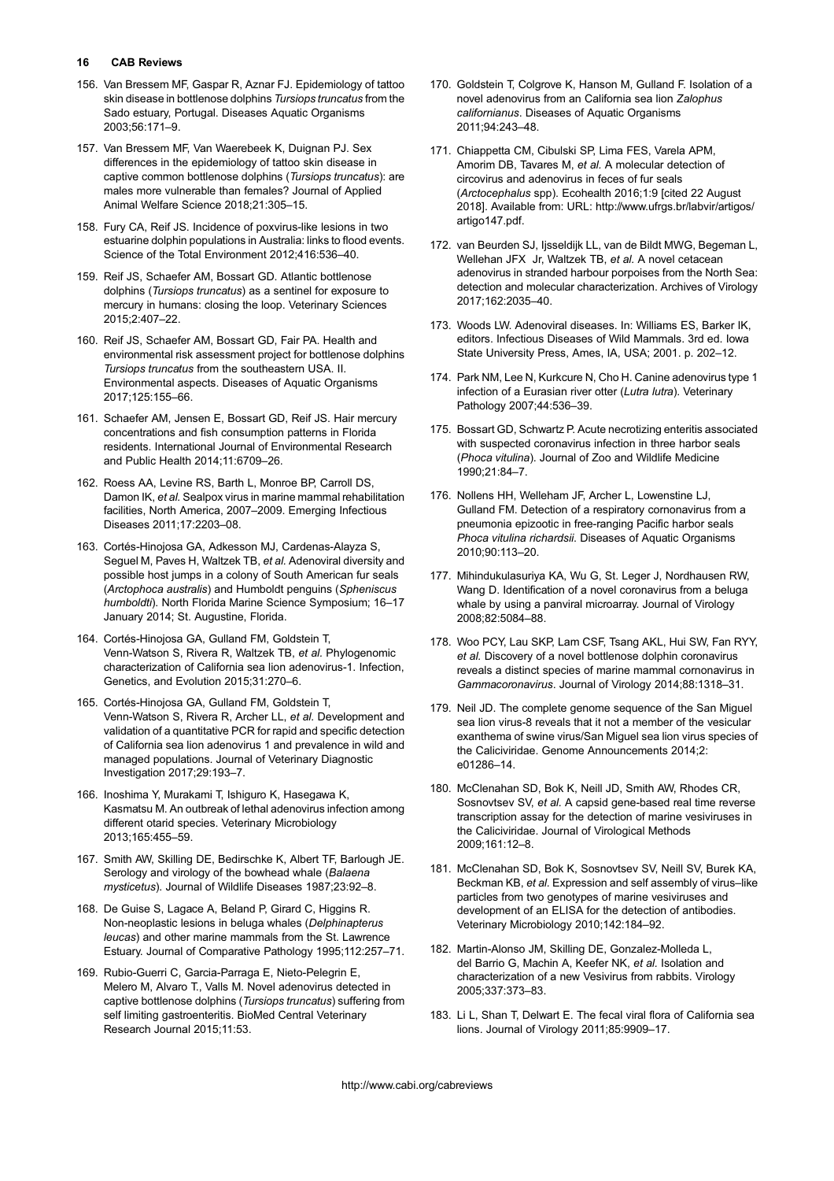156. Van Bressem MF, Gaspar R, Aznar FJ. Epidemiology of tattoo skin disease in bottlenose dolphins *Tursiops truncatus* from the Sado estuary, Portugal. Diseases Aquatic Organisms 2003;56:171–9.

157. Van Bressem MF, Van Waerebeek K, Duignan PJ. Sex differences in the epidemiology of tattoo skin disease in captive common bottlenose dolphins (*Tursiops truncatus*): are males more vulnerable than females? Journal of Applied Animal Welfare Science 2018;21:305–15.

158. Fury CA, Reif JS. Incidence of poxvirus-like lesions in two estuarine dolphin populations in Australia: links to flood events. Science of the Total Environment 2012;416:536–40.

159. Reif JS, Schaefer AM, Bossart GD. Atlantic bottlenose dolphins (*Tursiops truncatus*) as a sentinel for exposure to mercury in humans: closing the loop. Veterinary Sciences 2015;2:407–22.

160. Reif JS, Schaefer AM, Bossart GD, Fair PA. Health and environmental risk assessment project for bottlenose dolphins *Tursiops truncatus* from the southeastern USA. II. Environmental aspects. Diseases of Aquatic Organisms 2017;125:155–66.

161. Schaefer AM, Jensen E, Bossart GD, Reif JS. Hair mercury concentrations and fish consumption patterns in Florida residents. International Journal of Environmental Research and Public Health 2014;11:6709–26.

162. Roess AA, Levine RS, Barth L, Monroe BP, Carroll DS, Damon IK, *et al.* Sealpox virus in marine mammal rehabilitation facilities, North America, 2007–2009. Emerging Infectious Diseases 2011;17:2203–08.

163. Cortés-Hinojosa GA, Adkesson MJ, Cardenas-Alayza S, Seguel M, Paves H, Waltzek TB, *et al.* Adenoviral diversity and possible host jumps in a colony of South American fur seals (*Arctophoca australis*) and Humboldt penguins (*Spheniscus humboldti*). North Florida Marine Science Symposium; 16–17 January 2014; St. Augustine, Florida.

164. Cortés-Hinojosa GA, Gulland FM, Goldstein T, Venn-Watson S, Rivera R, Waltzek TB, *et al.* Phylogenomic characterization of California sea lion adenovirus-1. Infection, Genetics, and Evolution 2015;31:270–6.

165. Cortés-Hinojosa GA, Gulland FM, Goldstein T, Venn-Watson S, Rivera R, Archer LL, *et al.* Development and validation of a quantitative PCR for rapid and specific detection of California sea lion adenovirus 1 and prevalence in wild and managed populations. Journal of Veterinary Diagnostic Investigation 2017;29:193–7.

166. Inoshima Y, Murakami T, Ishiguro K, Hasegawa K, Kasmatsu M. An outbreak of lethal adenovirus infection among different otarid species. Veterinary Microbiology 2013;165:455–59.

167. Smith AW, Skilling DE, Bedirschke K, Albert TF, Barlough JE. Serology and virology of the bowhead whale (*Balaena mysticetus*). Journal of Wildlife Diseases 1987;23:92–8.

168. De Guise S, Lagace A, Beland P, Girard C, Higgins R. Non-neoplastic lesions in beluga whales (*Delphinapterus leucas*) and other marine mammals from the St. Lawrence Estuary. Journal of Comparative Pathology 1995;112:257–71.

169. Rubio-Guerri C, Garcia-Parraga E, Nieto-Pelegrin E, Melero M, Alvaro T., Valls M. Novel adenovirus detected in captive bottlenose dolphins (*Tursiops truncatus*) suffering from self limiting gastroenteritis. BioMed Central Veterinary Research Journal 2015;11:53.

170. Goldstein T, Colgrove K, Hanson M, Gulland F. Isolation of a novel adenovirus from an California sea lion *Zalophus californianus*. Diseases of Aquatic Organisms 2011;94:243–48.

171. Chiappetta CM, Cibulski SP, Lima FES, Varela APM, Amorim DB, Tavares M, *et al.* A molecular detection of circovirus and adenovirus in feces of fur seals (*Arctocephalus* spp). Ecohealth 2016;1:9 [cited 22 August 2018]. Available from: URL: http://www.ufrgs.br/labvir/artigos/artigo147.pdf.

172. van Beurden SJ, Ijsseldijk LL, van de Bildt MWG, Begeman L, Wellehan JFX Jr, Waltzek TB, *et al.* A novel cetacean adenovirus in stranded harbour porpoises from the North Sea: detection and molecular characterization. Archives of Virology 2017;162:2035–40.

173. Woods LW. Adenoviral diseases. In: Williams ES, Barker IK, editors. Infectious Diseases of Wild Mammals. 3rd ed. Iowa State University Press, Ames, IA, USA; 2001. p. 202–12.

174. Park NM, Lee N, Kurkcure N, Cho H. Canine adenovirus type 1 infection of a Eurasian river otter (*Lutra lutra*). Veterinary Pathology 2007;44:536–39.

175. Bossart GD, Schwartz P. Acute necrotizing enteritis associated with suspected coronavirus infection in three harbor seals (*Phoca vitulina*). Journal of Zoo and Wildlife Medicine 1990;21:84–7.

176. Nollens HH, Welleham JF, Archer L, Lowenstine LJ, Gulland FM. Detection of a respiratory cornonavirus from a pneumonia epizootic in free-ranging Pacific harbor seals *Phoca vitulina richardsii*. Diseases of Aquatic Organisms 2010;90:113–20.

177. Mihindukulasuriya KA, Wu G, St. Leger J, Nordhausen RW, Wang D. Identification of a novel coronavirus from a beluga whale by using a panviral microarray. Journal of Virology 2008;82:5084–88.

178. Woo PCY, Lau SKP, Lam CSF, Tsang AKL, Hui SW, Fan RYY, *et al.* Discovery of a novel bottlenose dolphin coronavirus reveals a distinct species of marine mammal cornonavirus in *Gammacoronavirus*. Journal of Virology 2014;88:1318–31.

179. Neil JD. The complete genome sequence of the San Miguel sea lion virus-8 reveals that it not a member of the vesicular exanthema of swine virus/San Miguel sea lion virus species of the Caliciviridae. Genome Announcements 2014;2: e01286–14.

180. McClenahan SD, Bok K, Neill JD, Smith AW, Rhodes CR, Sosnovtsev SV, *et al.* A capsid gene-based real time reverse transcription assay for the detection of marine vesiviruses in the Caliciviridae. Journal of Virological Methods 2009;161:12–8.

181. McClenahan SD, Bok K, Sosnovtsev SV, Neill SV, Burek KA, Beckman KB, *et al.* Expression and self assembly of virus–like particles from two genotypes of marine vesiviruses and development of an ELISA for the detection of antibodies. Veterinary Microbiology 2010;142:184–92.

182. Martin-Alonso JM, Skilling DE, Gonzalez-Molleda L, del Barrio G, Machin A, Keefer NK, *et al.* Isolation and characterization of a new Vesivirus from rabbits. Virology 2005;337:373–83.

183. Li L, Shan T, Delwart E. The fecal viral flora of California sea lions. Journal of Virology 2011;85:9909–17.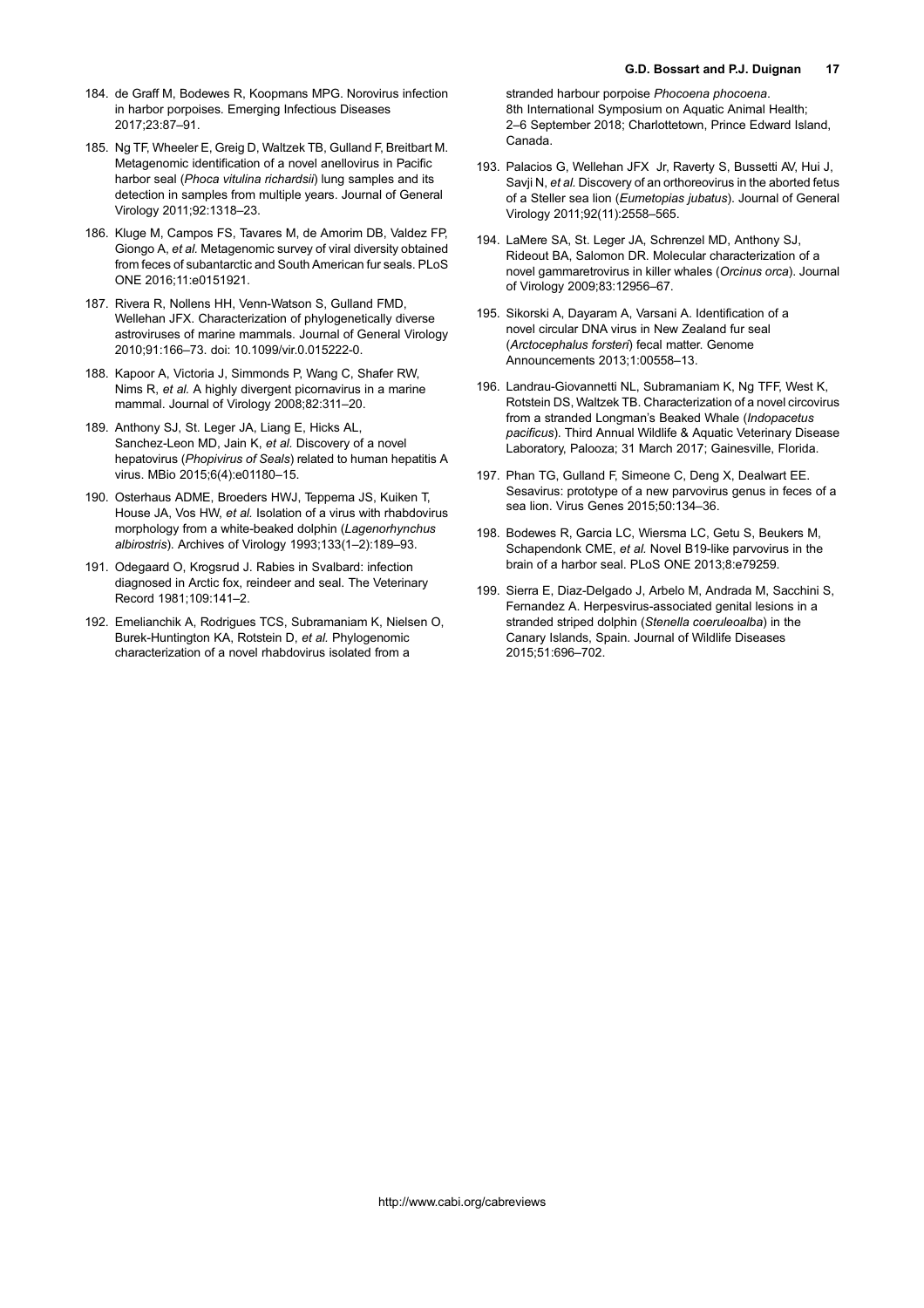184. de Graff M, Bodewes R, Koopmans MPG. Norovirus infection in harbor porpoises. Emerging Infectious Diseases 2017;23:87–91.

185. Ng TF, Wheeler E, Greig D, Waltzek TB, Gulland F, Breitbart M. Metagenomic identification of a novel anellovirus in Pacific harbor seal (*Phoca vitulina richardsii*) lung samples and its detection in samples from multiple years. Journal of General Virology 2011;92:1318–23.

186. Kluge M, Campos FS, Tavares M, de Amorim DB, Valdez FP, Giongo A, *et al.* Metagenomic survey of viral diversity obtained from feces of subantarctic and South American fur seals. PLoS ONE 2016;11:e0151921.

187. Rivera R, Nollens HH, Venn-Watson S, Gulland FMD, Wellehan JFX. Characterization of phylogenetically diverse astroviruses of marine mammals. Journal of General Virology 2010;91:166–73. doi: 10.1099/vir.0.015222-0.

188. Kapoor A, Victoria J, Simmonds P, Wang C, Shafer RW, Nims R, *et al.* A highly divergent picornavirus in a marine mammal. Journal of Virology 2008;82:311–20.

189. Anthony SJ, St. Leger JA, Liang E, Hicks AL, Sanchez-Leon MD, Jain K, *et al.* Discovery of a novel hepatovirus (*Phopivirus of Seals*) related to human hepatitis A virus. MBio 2015;6(4):e01180–15.

190. Osterhaus ADME, Broeders HWJ, Teppema JS, Kuiken T, House JA, Vos HW, *et al.* Isolation of a virus with rhabdovirus morphology from a white-beaked dolphin (*Lagenorhynchus albirostris*). Archives of Virology 1993;133(1–2):189–93.

191. Odegaard O, Krogsrud J. Rabies in Svalbard: infection diagnosed in Arctic fox, reindeer and seal. The Veterinary Record 1981;109:141–2.

192. Emelianchik A, Rodrigues TCS, Subramaniam K, Nielsen O, Burek-Huntington KA, Rotstein D, *et al.* Phylogenomic characterization of a novel rhabdovirus isolated from a stranded harbour porpoise *Phocoena phocoena*. 8th International Symposium on Aquatic Animal Health; 2–6 September 2018; Charlottetown, Prince Edward Island, Canada.

193. Palacios G, Wellehan JFX Jr, Raverty S, Bussetti AV, Hui J, Savji N, *et al.* Discovery of an orthoreovirus in the aborted fetus of a Steller sea lion (*Eumetopias jubatus*). Journal of General Virology 2011;92(11):2558–565.

194. LaMere SA, St. Leger JA, Schrenzel MD, Anthony SJ, Rideout BA, Salomon DR. Molecular characterization of a novel gammaretrovirus in killer whales (*Orcinus orca*). Journal of Virology 2009;83:12956–67.

195. Sikorski A, Dayaram A, Varsani A. Identification of a novel circular DNA virus in New Zealand fur seal (*Arctocephalus forsteri*) fecal matter. Genome Announcements 2013;1:00558–13.

196. Landrau-Giovannetti NL, Subramaniam K, Ng TFF, West K, Rotstein DS, Waltzek TB. Characterization of a novel circovirus from a stranded Longman's Beaked Whale (*Indopacetus pacificus*). Third Annual Wildlife & Aquatic Veterinary Disease Laboratory, Palooza; 31 March 2017; Gainesville, Florida.

197. Phan TG, Gulland F, Simeone C, Deng X, Dealwart EE. Sesavirus: prototype of a new parvovirus genus in feces of a sea lion. Virus Genes 2015;50:134–36.

198. Bodewes R, Garcia LC, Wiersma LC, Getu S, Beukers M, Schapendonk CME, *et al.* Novel B19-like parvovirus in the brain of a harbor seal. PLoS ONE 2013;8:e79259.

199. Sierra E, Diaz-Delgado J, Arbelo M, Andrada M, Sacchini S, Fernandez A. Herpesvirus-associated genital lesions in a stranded striped dolphin (*Stenella coeruleoalba*) in the Canary Islands, Spain. Journal of Wildlife Diseases 2015;51:696–702.